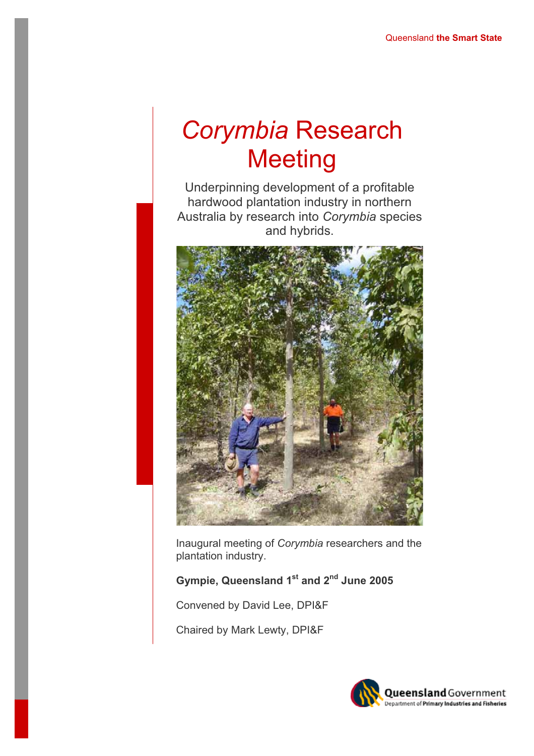Queensland **the Smart State**

# *Corymbia* Research Meeting

Underpinning development of a profitable hardwood plantation industry in northern Australia by research into *Corymbia* species and hybrids.

Inaugural meeting of *Corymbia* researchers and the plantation industry.

**Gympie, Queensland 1st and 2nd June 2005**

Convened by David Lee, DPI&F

Chaired by Mark Lewty, DPI&F

Queensland Government
Department of Primary Industries and Fisheries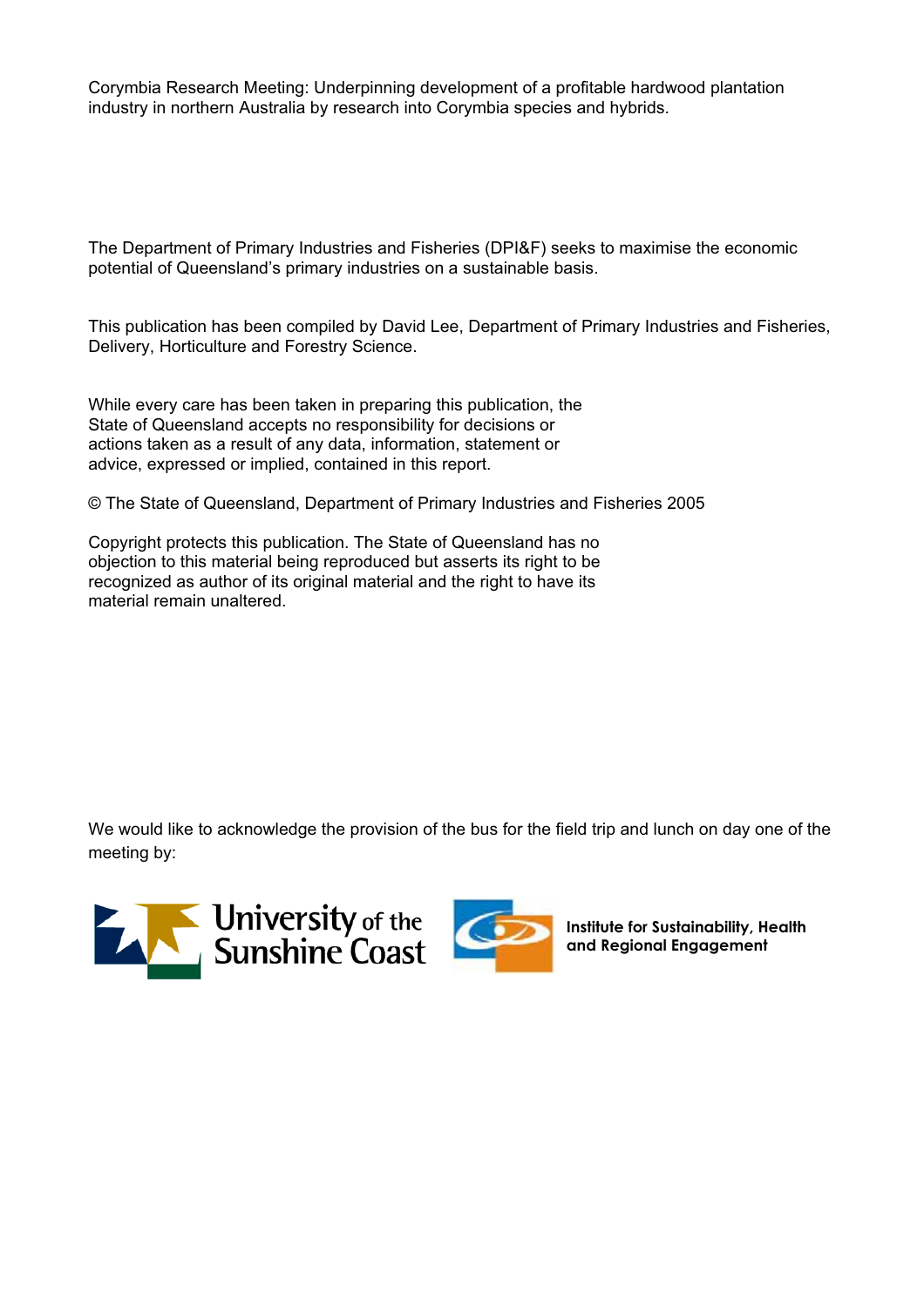Corymbia Research Meeting: Underpinning development of a profitable hardwood plantation industry in northern Australia by research into Corymbia species and hybrids.

The Department of Primary Industries and Fisheries (DPI&F) seeks to maximise the economic potential of Queensland's primary industries on a sustainable basis.

This publication has been compiled by David Lee, Department of Primary Industries and Fisheries, Delivery, Horticulture and Forestry Science.

While every care has been taken in preparing this publication, the State of Queensland accepts no responsibility for decisions or actions taken as a result of any data, information, statement or advice, expressed or implied, contained in this report.

© The State of Queensland, Department of Primary Industries and Fisheries 2005

Copyright protects this publication. The State of Queensland has no objection to this material being reproduced but asserts its right to be recognized as author of its original material and the right to have its material remain unaltered.

We would like to acknowledge the provision of the bus for the field trip and lunch on day one of the meeting by:

University of the Sunshine Coast

Institute for Sustainability, Health and Regional Engagement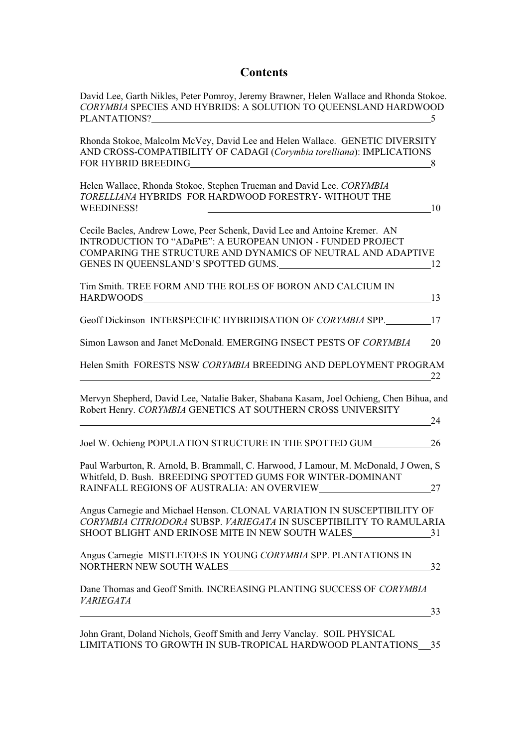# Contents

David Lee, Garth Nikles, Peter Pomroy, Jeremy Brawner, Helen Wallace and Rhonda Stokoe. *CORYMBIA* SPECIES AND HYBRIDS: A SOLUTION TO QUEENSLAND HARDWOOD PLANTATIONS? 5

Rhonda Stokoe, Malcolm McVey, David Lee and Helen Wallace. GENETIC DIVERSITY AND CROSS-COMPATIBILITY OF CADAGI (*Corymbia torelliana*): IMPLICATIONS FOR HYBRID BREEDING 8

Helen Wallace, Rhonda Stokoe, Stephen Trueman and David Lee. *CORYMBIA TORELLIANA* HYBRIDS FOR HARDWOOD FORESTRY- WITHOUT THE WEEDINESS! 10

Cecile Bacles, Andrew Lowe, Peer Schenk, David Lee and Antoine Kremer. AN INTRODUCTION TO "ADaPtE": A EUROPEAN UNION - FUNDED PROJECT COMPARING THE STRUCTURE AND DYNAMICS OF NEUTRAL AND ADAPTIVE GENES IN QUEENSLAND'S SPOTTED GUMS. 12

Tim Smith. TREE FORM AND THE ROLES OF BORON AND CALCIUM IN HARDWOODS 13

Geoff Dickinson INTERSPECIFIC HYBRIDISATION OF *CORYMBIA* SPP. 17

Simon Lawson and Janet McDonald. EMERGING INSECT PESTS OF *CORYMBIA* 20

Helen Smith FORESTS NSW *CORYMBIA* BREEDING AND DEPLOYMENT PROGRAM 22

Mervyn Shepherd, David Lee, Natalie Baker, Shabana Kasam, Joel Ochieng, Chen Bihua, and Robert Henry. *CORYMBIA* GENETICS AT SOUTHERN CROSS UNIVERSITY 24

Joel W. Ochieng POPULATION STRUCTURE IN THE SPOTTED GUM 26

Paul Warburton, R. Arnold, B. Brammall, C. Harwood, J Lamour, M. McDonald, J Owen, S Whitfeld, D. Bush. BREEDING SPOTTED GUMS FOR WINTER-DOMINANT RAINFALL REGIONS OF AUSTRALIA: AN OVERVIEW 27

Angus Carnegie and Michael Henson. CLONAL VARIATION IN SUSCEPTIBILITY OF *CORYMBIA CITRIODORA* SUBSP. *VARIEGATA* IN SUSCEPTIBILITY TO RAMULARIA SHOOT BLIGHT AND ERINOSE MITE IN NEW SOUTH WALES 31

Angus Carnegie MISTLETOES IN YOUNG *CORYMBIA* SPP. PLANTATIONS IN NORTHERN NEW SOUTH WALES 32

Dane Thomas and Geoff Smith. INCREASING PLANTING SUCCESS OF *CORYMBIA VARIEGATA* 33

John Grant, Doland Nichols, Geoff Smith and Jerry Vanclay. SOIL PHYSICAL LIMITATIONS TO GROWTH IN SUB-TROPICAL HARDWOOD PLANTATIONS 35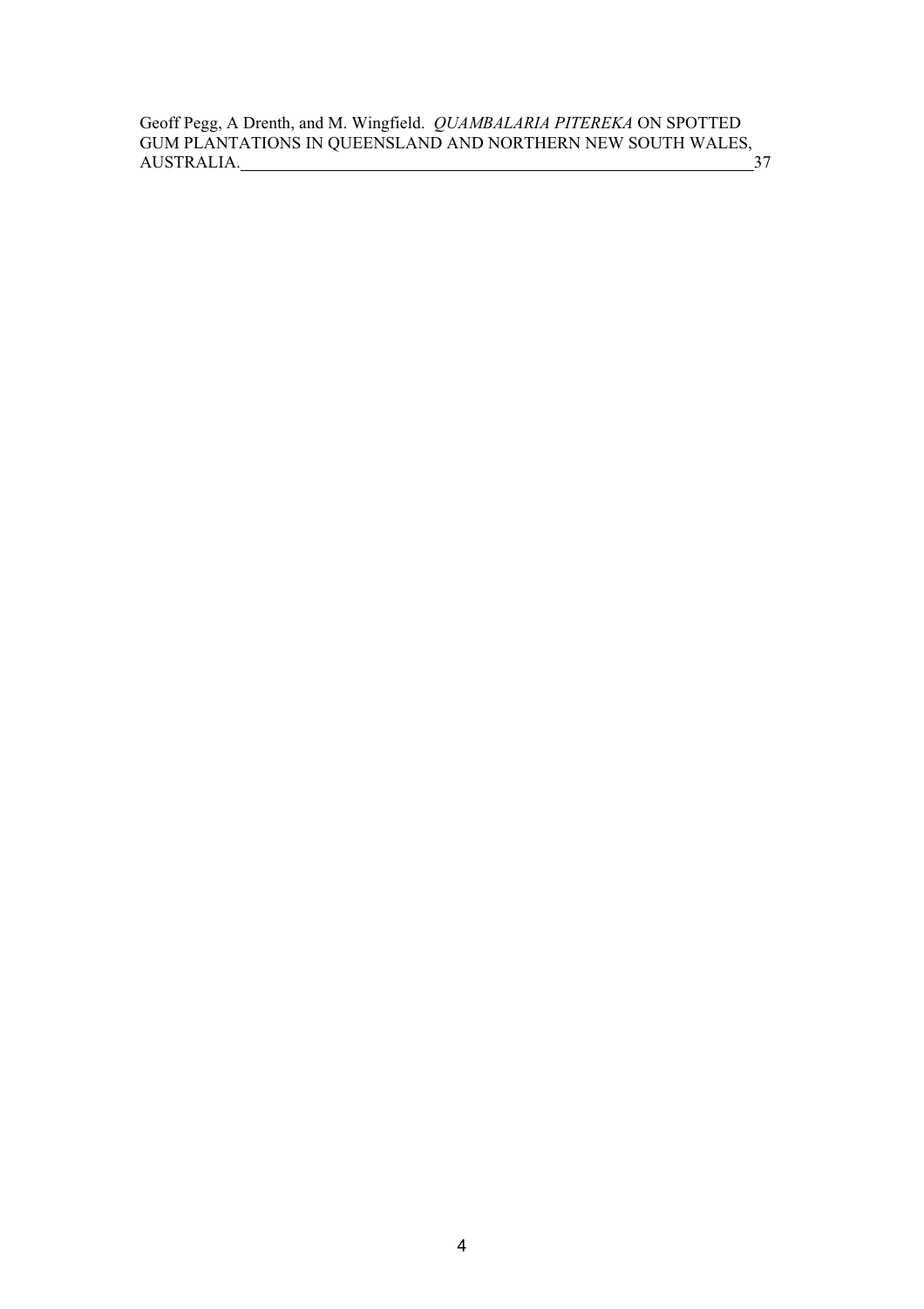Geoff Pegg, A Drenth, and M. Wingfield. *QUAMBALARIA PITEREKA* ON SPOTTED GUM PLANTATIONS IN QUEENSLAND AND NORTHERN NEW SOUTH WALES, AUSTRALIA. 37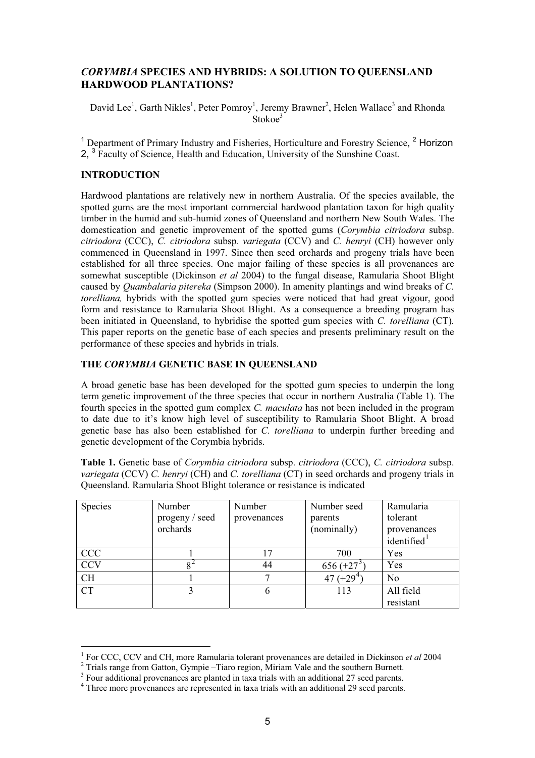## *CORYMBIA* SPECIES AND HYBRIDS: A SOLUTION TO QUEENSLAND HARDWOOD PLANTATIONS?

David Lee[1], Garth Nikles[1], Peter Pomroy[1], Jeremy Brawner[2], Helen Wallace[3] and Rhonda Stokoe[3]

[1] Department of Primary Industry and Fisheries, Horticulture and Forestry Science, [2] Horizon 2, [3] Faculty of Science, Health and Education, University of the Sunshine Coast.

### INTRODUCTION

Hardwood plantations are relatively new in northern Australia. Of the species available, the spotted gums are the most important commercial hardwood plantation taxon for high quality timber in the humid and sub-humid zones of Queensland and northern New South Wales. The domestication and genetic improvement of the spotted gums (*Corymbia citriodora* subsp. *citriodora* (CCC), *C. citriodora* subsp. *variegata* (CCV) and *C. henryi* (CH) however only commenced in Queensland in 1997. Since then seed orchards and progeny trials have been established for all three species. One major failing of these species is all provenances are somewhat susceptible (Dickinson *et al* 2004) to the fungal disease, Ramularia Shoot Blight caused by *Quambalaria pitereka* (Simpson 2000). In amenity plantings and wind breaks of *C. torelliana,* hybrids with the spotted gum species were noticed that had great vigour, good form and resistance to Ramularia Shoot Blight. As a consequence a breeding program has been initiated in Queensland, to hybridise the spotted gum species with *C. torelliana* (CT). This paper reports on the genetic base of each species and presents preliminary result on the performance of these species and hybrids in trials.

### THE *CORYMBIA* GENETIC BASE IN QUEENSLAND

A broad genetic base has been developed for the spotted gum species to underpin the long term genetic improvement of the three species that occur in northern Australia (Table 1). The fourth species in the spotted gum complex *C. maculata* has not been included in the program to date due to it's know high level of susceptibility to Ramularia Shoot Blight. A broad genetic base has also been established for *C. torelliana* to underpin further breeding and genetic development of the Corymbia hybrids.

**Table 1.** Genetic base of *Corymbia citriodora* subsp. *citriodora* (CCC), *C. citriodora* subsp. *variegata* (CCV) *C. henryi* (CH) and *C. torelliana* (CT) in seed orchards and progeny trials in Queensland. Ramularia Shoot Blight tolerance or resistance is indicated

| Species | Number progeny / seed orchards | Number provenances | Number seed parents (nominally) | Ramularia tolerant provenances identified[1] |
|---|---|---|---|---|
| CCC | 1 | 17 | 700 | Yes |
| CCV | 8[2] | 44 | 656 (+27[3]) | Yes |
| CH | 1 | 7 | 47 (+29[4]) | No |
| CT | 3 | 6 | 113 | All field resistant |

[1] For CCC, CCV and CH, more Ramularia tolerant provenances are detailed in Dickinson *et al* 2004

[2] Trials range from Gatton, Gympie –Tiaro region, Miriam Vale and the southern Burnett.

[3] Four additional provenances are planted in taxa trials with an additional 27 seed parents.

[4] Three more provenances are represented in taxa trials with an additional 29 seed parents.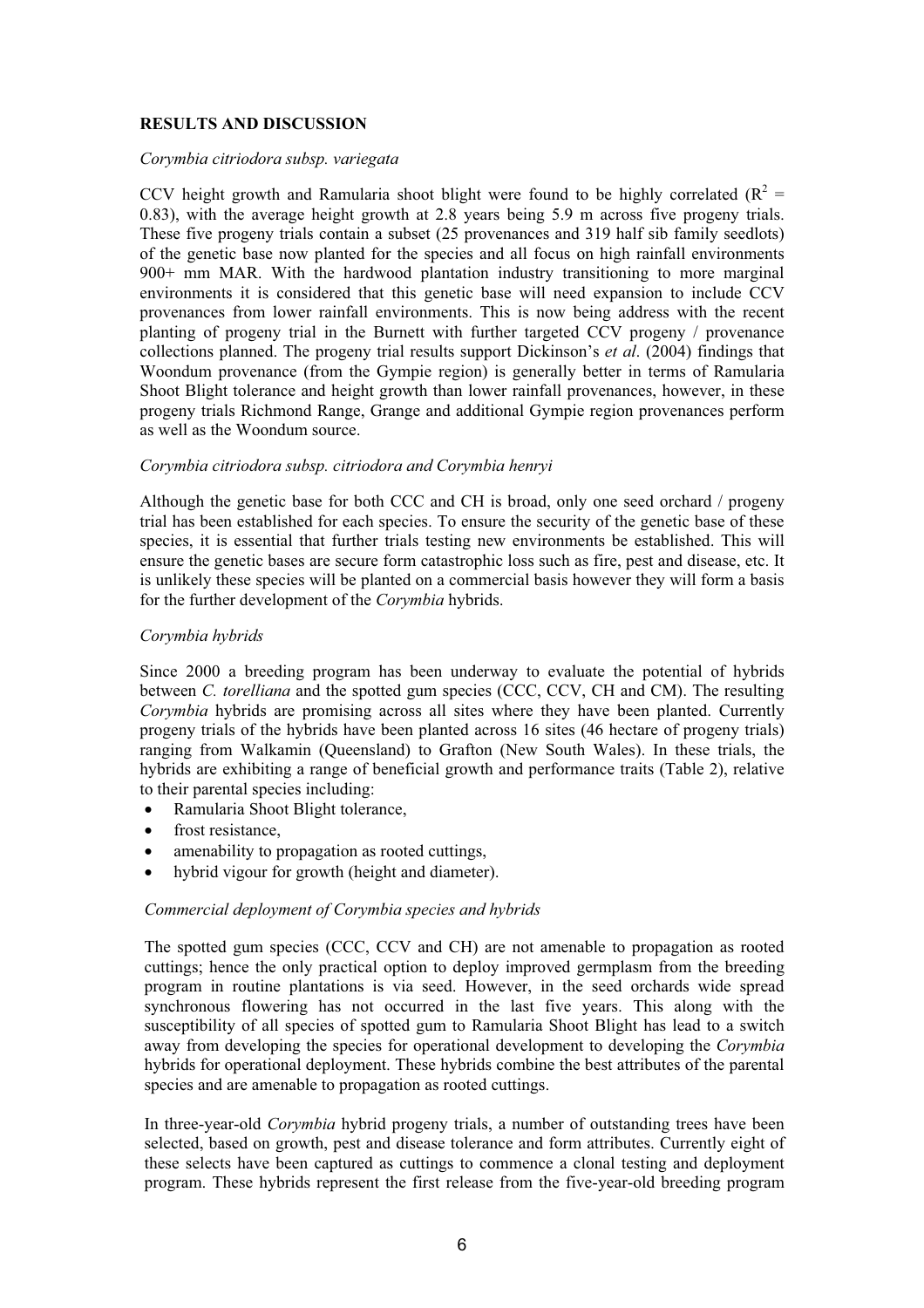## RESULTS AND DISCUSSION

### *Corymbia citriodora subsp. variegata*

CCV height growth and Ramularia shoot blight were found to be highly correlated ($R^2$ = 0.83), with the average height growth at 2.8 years being 5.9 m across five progeny trials. These five progeny trials contain a subset (25 provenances and 319 half sib family seedlots) of the genetic base now planted for the species and all focus on high rainfall environments 900+ mm MAR. With the hardwood plantation industry transitioning to more marginal environments it is considered that this genetic base will need expansion to include CCV provenances from lower rainfall environments. This is now being address with the recent planting of progeny trial in the Burnett with further targeted CCV progeny / provenance collections planned. The progeny trial results support Dickinson's *et al*. (2004) findings that Woondum provenance (from the Gympie region) is generally better in terms of Ramularia Shoot Blight tolerance and height growth than lower rainfall provenances, however, in these progeny trials Richmond Range, Grange and additional Gympie region provenances perform as well as the Woondum source.

### *Corymbia citriodora subsp. citriodora and Corymbia henryi*

Although the genetic base for both CCC and CH is broad, only one seed orchard / progeny trial has been established for each species. To ensure the security of the genetic base of these species, it is essential that further trials testing new environments be established. This will ensure the genetic bases are secure form catastrophic loss such as fire, pest and disease, etc. It is unlikely these species will be planted on a commercial basis however they will form a basis for the further development of the *Corymbia* hybrids.

### *Corymbia hybrids*

Since 2000 a breeding program has been underway to evaluate the potential of hybrids between *C. torelliana* and the spotted gum species (CCC, CCV, CH and CM). The resulting *Corymbia* hybrids are promising across all sites where they have been planted. Currently progeny trials of the hybrids have been planted across 16 sites (46 hectare of progeny trials) ranging from Walkamin (Queensland) to Grafton (New South Wales). In these trials, the hybrids are exhibiting a range of beneficial growth and performance traits (Table 2), relative to their parental species including:

- Ramularia Shoot Blight tolerance,
- frost resistance,
- amenability to propagation as rooted cuttings,
- hybrid vigour for growth (height and diameter).

### *Commercial deployment of Corymbia species and hybrids*

The spotted gum species (CCC, CCV and CH) are not amenable to propagation as rooted cuttings; hence the only practical option to deploy improved germplasm from the breeding program in routine plantations is via seed. However, in the seed orchards wide spread synchronous flowering has not occurred in the last five years. This along with the susceptibility of all species of spotted gum to Ramularia Shoot Blight has lead to a switch away from developing the species for operational development to developing the *Corymbia* hybrids for operational deployment. These hybrids combine the best attributes of the parental species and are amenable to propagation as rooted cuttings.

In three-year-old *Corymbia* hybrid progeny trials, a number of outstanding trees have been selected, based on growth, pest and disease tolerance and form attributes. Currently eight of these selects have been captured as cuttings to commence a clonal testing and deployment program. These hybrids represent the first release from the five-year-old breeding program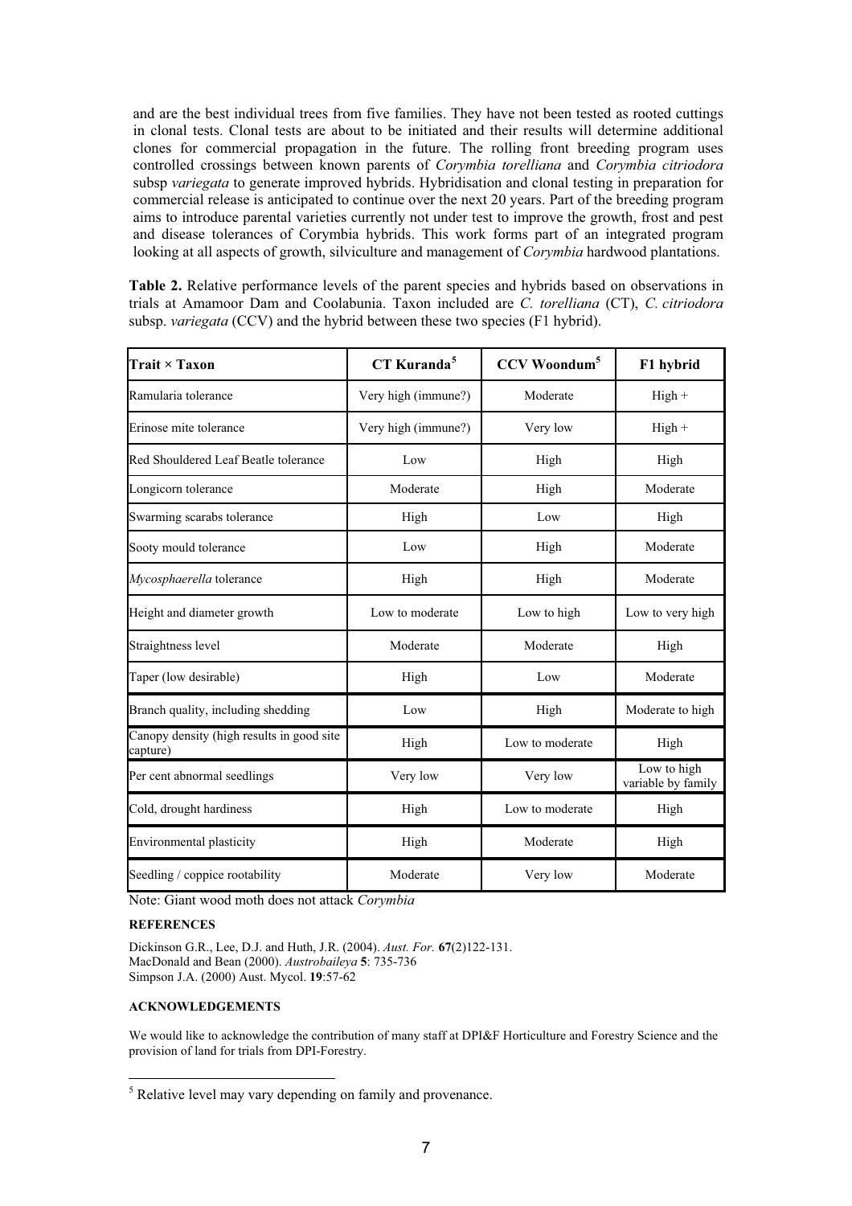and are the best individual trees from five families. They have not been tested as rooted cuttings in clonal tests. Clonal tests are about to be initiated and their results will determine additional clones for commercial propagation in the future. The rolling front breeding program uses controlled crossings between known parents of *Corymbia torelliana* and *Corymbia citriodora* subsp *variegata* to generate improved hybrids. Hybridisation and clonal testing in preparation for commercial release is anticipated to continue over the next 20 years. Part of the breeding program aims to introduce parental varieties currently not under test to improve the growth, frost and pest and disease tolerances of Corymbia hybrids. This work forms part of an integrated program looking at all aspects of growth, silviculture and management of *Corymbia* hardwood plantations.

**Table 2.** Relative performance levels of the parent species and hybrids based on observations in trials at Amamoor Dam and Coolabunia. Taxon included are *C. torelliana* (CT), *C. citriodora* subsp. *variegata* (CCV) and the hybrid between these two species (F1 hybrid).

| Trait × Taxon | CT Kuranda[5] | CCV Woondum[5] | F1 hybrid |
|---|---|---|---|
| Ramularia tolerance | Very high (immune?) | Moderate | High + |
| Erinose mite tolerance | Very high (immune?) | Very low | High + |
| Red Shouldered Leaf Beatle tolerance | Low | High | High |
| Longicorn tolerance | Moderate | High | Moderate |
| Swarming scarabs tolerance | High | Low | High |
| Sooty mould tolerance | Low | High | Moderate |
| *Mycosphaerella* tolerance | High | High | Moderate |
| Height and diameter growth | Low to moderate | Low to high | Low to very high |
| Straightness level | Moderate | Moderate | High |
| Taper (low desirable) | High | Low | Moderate |
| Branch quality, including shedding | Low | High | Moderate to high |
| Canopy density (high results in good site capture) | High | Low to moderate | High |
| Per cent abnormal seedlings | Very low | Very low | Low to high variable by family |
| Cold, drought hardiness | High | Low to moderate | High |
| Environmental plasticity | High | Moderate | High |
| Seedling / coppice rootability | Moderate | Very low | Moderate |

Note: Giant wood moth does not attack *Corymbia*

#### REFERENCES

Dickinson G.R., Lee, D.J. and Huth, J.R. (2004). *Aust. For.* **67**(2)122-131.
MacDonald and Bean (2000). *Austrobaileya* **5**: 735-736
Simpson J.A. (2000) Aust. Mycol. **19**:57-62

#### ACKNOWLEDGEMENTS

We would like to acknowledge the contribution of many staff at DPI&F Horticulture and Forestry Science and the provision of land for trials from DPI-Forestry.

[5] Relative level may vary depending on family and provenance.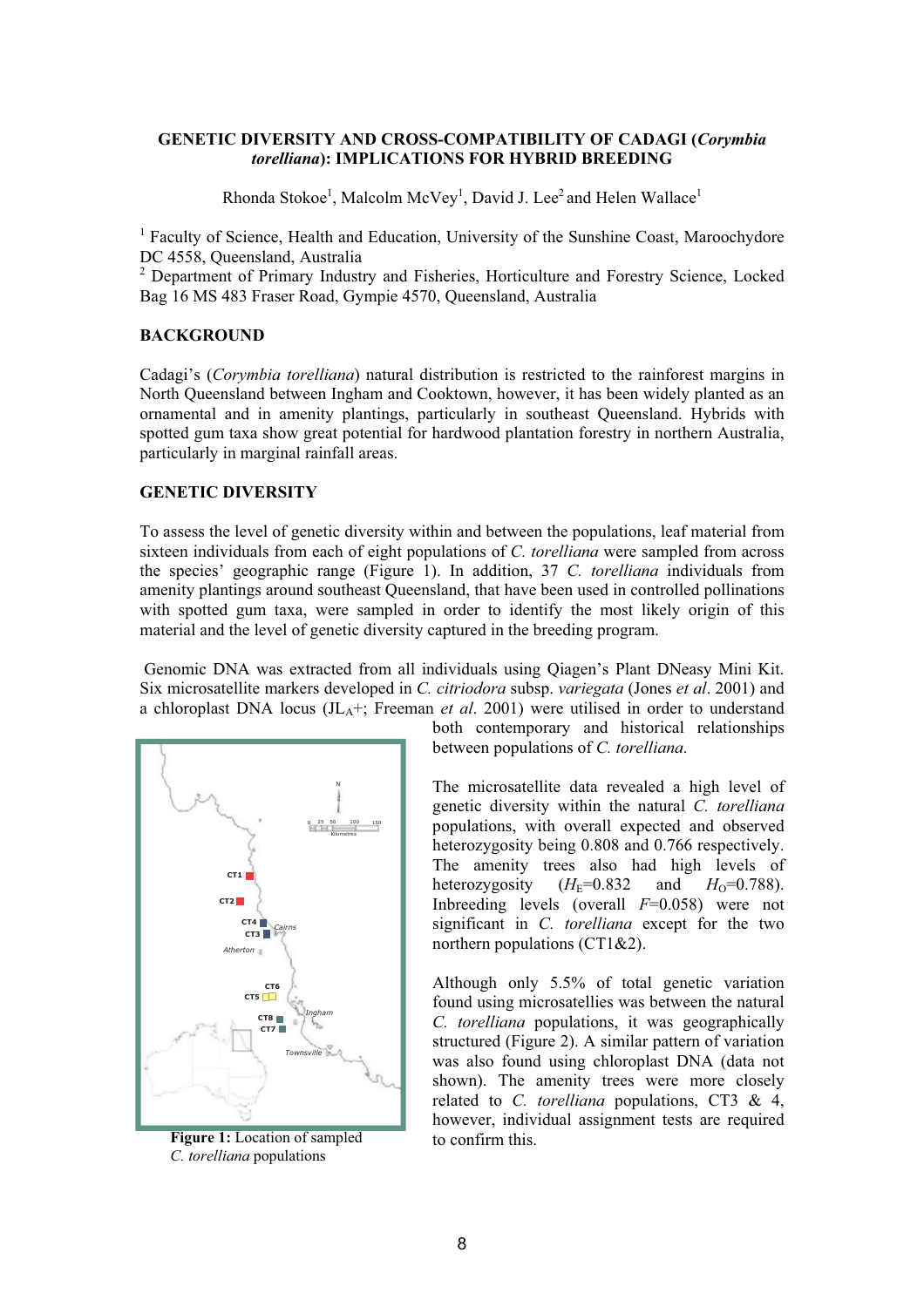## GENETIC DIVERSITY AND CROSS-COMPATIBILITY OF CADAGI (*Corymbia torelliana*): IMPLICATIONS FOR HYBRID BREEDING

Rhonda Stokoe[1], Malcolm McVey[1], David J. Lee[2] and Helen Wallace[1]

[1] Faculty of Science, Health and Education, University of the Sunshine Coast, Maroochydore DC 4558, Queensland, Australia
[2] Department of Primary Industry and Fisheries, Horticulture and Forestry Science, Locked Bag 16 MS 483 Fraser Road, Gympie 4570, Queensland, Australia

### BACKGROUND

Cadagi's (*Corymbia torelliana*) natural distribution is restricted to the rainforest margins in North Queensland between Ingham and Cooktown, however, it has been widely planted as an ornamental and in amenity plantings, particularly in southeast Queensland. Hybrids with spotted gum taxa show great potential for hardwood plantation forestry in northern Australia, particularly in marginal rainfall areas.

### GENETIC DIVERSITY

To assess the level of genetic diversity within and between the populations, leaf material from sixteen individuals from each of eight populations of *C. torelliana* were sampled from across the species' geographic range (Figure 1). In addition, 37 *C. torelliana* individuals from amenity plantings around southeast Queensland, that have been used in controlled pollinations with spotted gum taxa, were sampled in order to identify the most likely origin of this material and the level of genetic diversity captured in the breeding program.

Genomic DNA was extracted from all individuals using Qiagen's Plant DNeasy Mini Kit. Six microsatellite markers developed in *C. citriodora* subsp. *variegata* (Jones *et al*. 2001) and a chloroplast DNA locus ($JL_A$+; Freeman *et al*. 2001) were utilised in order to understand both contemporary and historical relationships between populations of *C. torelliana*.

**Figure 1:** Location of sampled *C. torelliana* populations

The microsatellite data revealed a high level of genetic diversity within the natural *C. torelliana* populations, with overall expected and observed heterozygosity being 0.808 and 0.766 respectively. The amenity trees also had high levels of heterozygosity ($H_E$=0.832 and $H_O$=0.788). Inbreeding levels (overall $F$=0.058) were not significant in *C. torelliana* except for the two northern populations (CT1&2).

Although only 5.5% of total genetic variation found using microsatellites was between the natural *C. torelliana* populations, it was geographically structured (Figure 2). A similar pattern of variation was also found using chloroplast DNA (data not shown). The amenity trees were more closely related to *C. torelliana* populations, CT3 & 4, however, individual assignment tests are required to confirm this.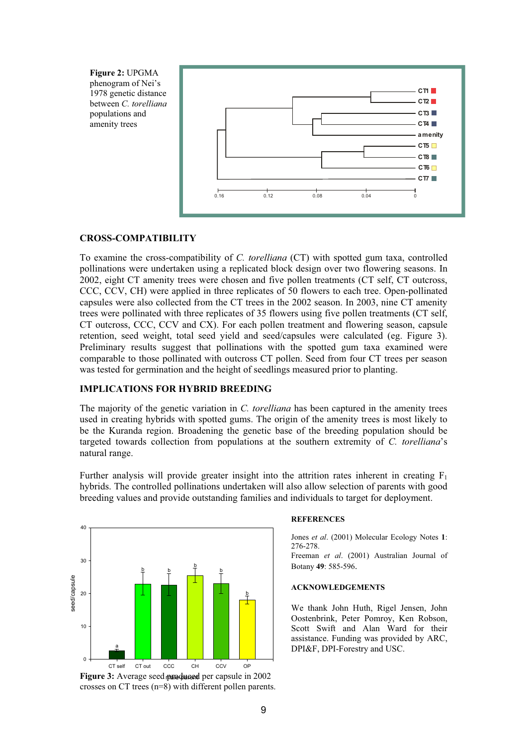**Figure 2:** UPGMA phenogram of Nei's 1978 genetic distance between *C. torelliana* populations and amenity trees

## CROSS-COMPATIBILITY

To examine the cross-compatibility of *C. torelliana* (CT) with spotted gum taxa, controlled pollinations were undertaken using a replicated block design over two flowering seasons. In 2002, eight CT amenity trees were chosen and five pollen treatments (CT self, CT outcross, CCC, CCV, CH) were applied in three replicates of 50 flowers to each tree. Open-pollinated capsules were also collected from the CT trees in the 2002 season. In 2003, nine CT amenity trees were pollinated with three replicates of 35 flowers using five pollen treatments (CT self, CT outcross, CCC, CCV and CX). For each pollen treatment and flowering season, capsule retention, seed weight, total seed yield and seed/capsules were calculated (eg. Figure 3). Preliminary results suggest that pollinations with the spotted gum taxa examined were comparable to those pollinated with outcross CT pollen. Seed from four CT trees per season was tested for germination and the height of seedlings measured prior to planting.

## IMPLICATIONS FOR HYBRID BREEDING

The majority of the genetic variation in *C. torelliana* has been captured in the amenity trees used in creating hybrids with spotted gums. The origin of the amenity trees is most likely to be the Kuranda region. Broadening the genetic base of the breeding population should be targeted towards collection from populations at the southern extremity of *C. torelliana*'s natural range.

Further analysis will provide greater insight into the attrition rates inherent in creating $F_1$ hybrids. The controlled pollinations undertaken will also allow selection of parents with good breeding values and provide outstanding families and individuals to target for deployment.

**Figure 3:** Average seed produced per capsule in 2002 crosses on CT trees (n=8) with different pollen parents.

## REFERENCES

Jones *et al*. (2001) Molecular Ecology Notes **1**: 276-278.
Freeman *et al*. (2001) Australian Journal of Botany **49**: 585-596.

## ACKNOWLEDGEMENTS

We thank John Huth, Rigel Jensen, John Oostenbrink, Peter Pomroy, Ken Robson, Scott Swift and Alan Ward for their assistance. Funding was provided by ARC, DPI&F, DPI-Forestry and USC.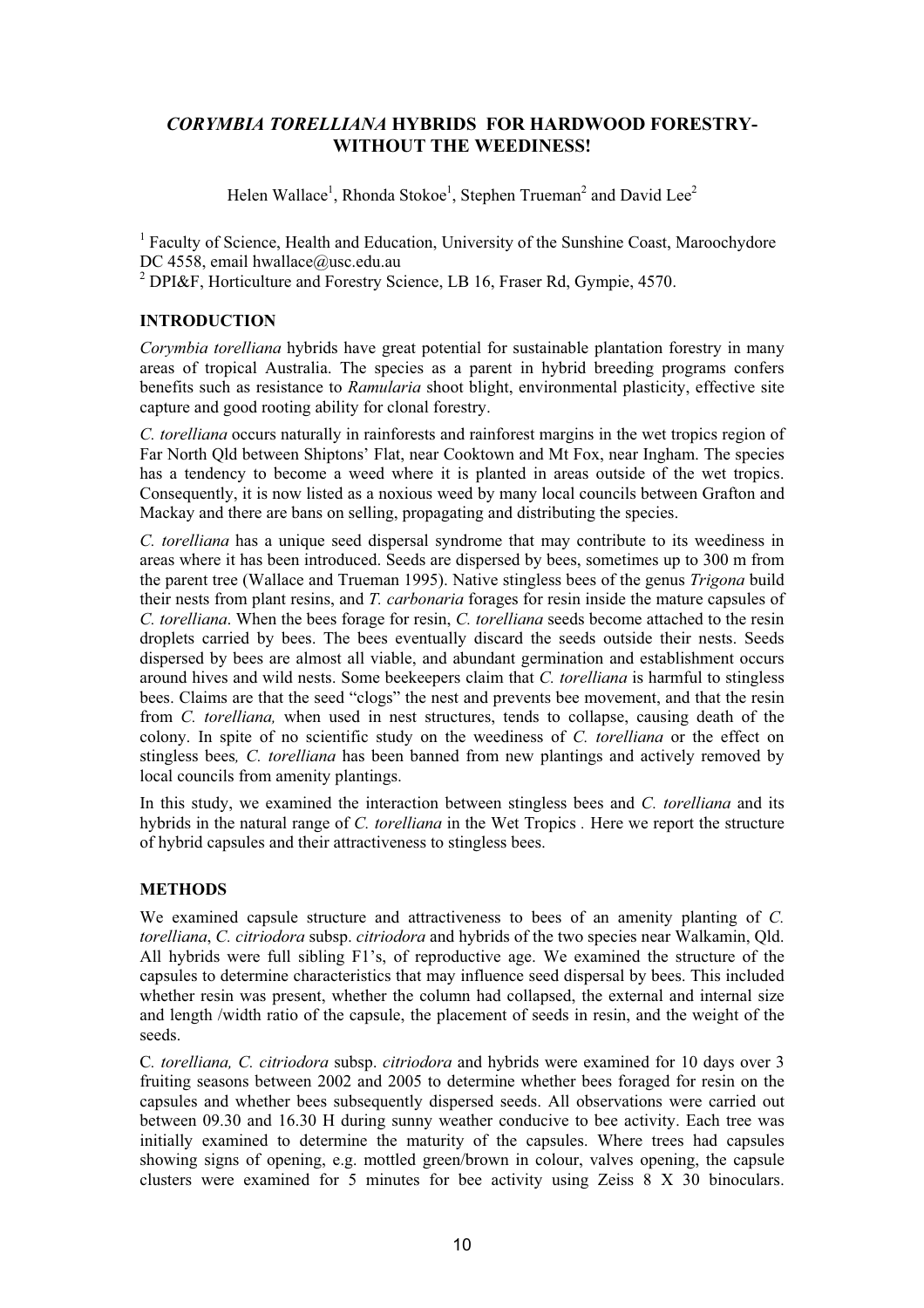# *CORYMBIA TORELLIANA* HYBRIDS FOR HARDWOOD FORESTRY- WITHOUT THE WEEDINESS!

Helen Wallace[1], Rhonda Stokoe[1], Stephen Trueman[2] and David Lee[2]

[1] Faculty of Science, Health and Education, University of the Sunshine Coast, Maroochydore DC 4558, email hwallace@usc.edu.au
[2] DPI&F, Horticulture and Forestry Science, LB 16, Fraser Rd, Gympie, 4570.

## INTRODUCTION

*Corymbia torelliana* hybrids have great potential for sustainable plantation forestry in many areas of tropical Australia. The species as a parent in hybrid breeding programs confers benefits such as resistance to *Ramularia* shoot blight, environmental plasticity, effective site capture and good rooting ability for clonal forestry.

*C. torelliana* occurs naturally in rainforests and rainforest margins in the wet tropics region of Far North Qld between Shiptons' Flat, near Cooktown and Mt Fox, near Ingham. The species has a tendency to become a weed where it is planted in areas outside of the wet tropics. Consequently, it is now listed as a noxious weed by many local councils between Grafton and Mackay and there are bans on selling, propagating and distributing the species.

*C. torelliana* has a unique seed dispersal syndrome that may contribute to its weediness in areas where it has been introduced. Seeds are dispersed by bees, sometimes up to 300 m from the parent tree (Wallace and Trueman 1995). Native stingless bees of the genus *Trigona* build their nests from plant resins, and *T. carbonaria* forages for resin inside the mature capsules of *C. torelliana*. When the bees forage for resin, *C. torelliana* seeds become attached to the resin droplets carried by bees. The bees eventually discard the seeds outside their nests. Seeds dispersed by bees are almost all viable, and abundant germination and establishment occurs around hives and wild nests. Some beekeepers claim that *C. torelliana* is harmful to stingless bees. Claims are that the seed "clogs" the nest and prevents bee movement, and that the resin from *C. torelliana,* when used in nest structures, tends to collapse, causing death of the colony. In spite of no scientific study on the weediness of *C. torelliana* or the effect on stingless bees*, C. torelliana* has been banned from new plantings and actively removed by local councils from amenity plantings.

In this study, we examined the interaction between stingless bees and *C. torelliana* and its hybrids in the natural range of *C. torelliana* in the Wet Tropics . Here we report the structure of hybrid capsules and their attractiveness to stingless bees.

## METHODS

We examined capsule structure and attractiveness to bees of an amenity planting of *C. torelliana*, *C. citriodora* subsp. *citriodora* and hybrids of the two species near Walkamin, Qld. All hybrids were full sibling F1's, of reproductive age. We examined the structure of the capsules to determine characteristics that may influence seed dispersal by bees. This included whether resin was present, whether the column had collapsed, the external and internal size and length /width ratio of the capsule, the placement of seeds in resin, and the weight of the seeds.

C*. torelliana, C. citriodora* subsp. *citriodora* and hybrids were examined for 10 days over 3 fruiting seasons between 2002 and 2005 to determine whether bees foraged for resin on the capsules and whether bees subsequently dispersed seeds. All observations were carried out between 09.30 and 16.30 H during sunny weather conducive to bee activity. Each tree was initially examined to determine the maturity of the capsules. Where trees had capsules showing signs of opening, e.g. mottled green/brown in colour, valves opening, the capsule clusters were examined for 5 minutes for bee activity using Zeiss 8 X 30 binoculars.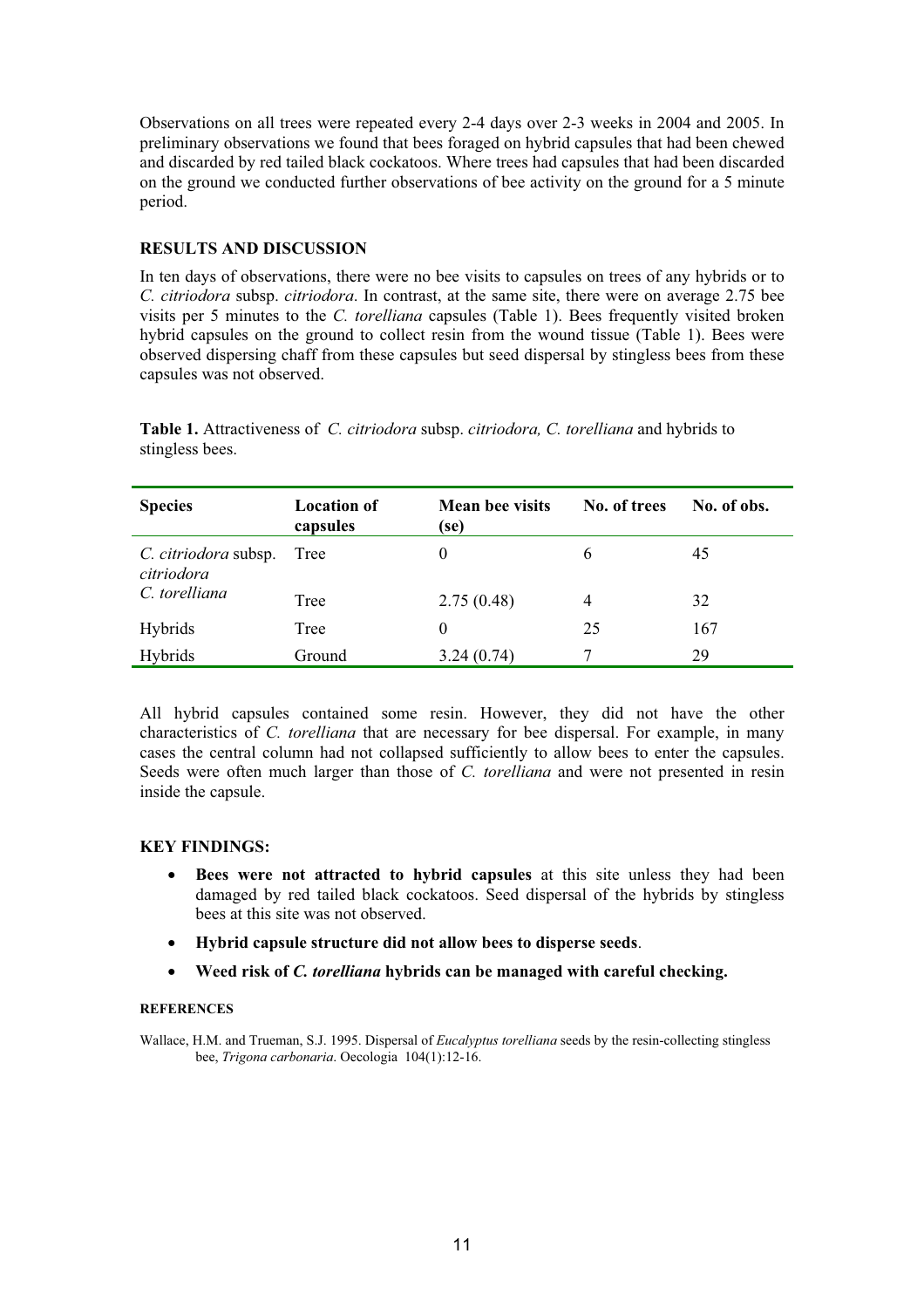Observations on all trees were repeated every 2-4 days over 2-3 weeks in 2004 and 2005. In preliminary observations we found that bees foraged on hybrid capsules that had been chewed and discarded by red tailed black cockatoos. Where trees had capsules that had been discarded on the ground we conducted further observations of bee activity on the ground for a 5 minute period.

## RESULTS AND DISCUSSION

In ten days of observations, there were no bee visits to capsules on trees of any hybrids or to *C. citriodora* subsp. *citriodora*. In contrast, at the same site, there were on average 2.75 bee visits per 5 minutes to the *C. torelliana* capsules (Table 1). Bees frequently visited broken hybrid capsules on the ground to collect resin from the wound tissue (Table 1). Bees were observed dispersing chaff from these capsules but seed dispersal by stingless bees from these capsules was not observed.

**Table 1.** Attractiveness of *C. citriodora* subsp. *citriodora, C. torelliana* and hybrids to stingless bees.

| Species | Location of capsules | Mean bee visits (se) | No. of trees | No. of obs. |
|---|---|---|---|---|
| *C. citriodora* subsp. *citriodora* | Tree | 0 | 6 | 45 |
| *C. torelliana* | Tree | 2.75 (0.48) | 4 | 32 |
| Hybrids | Tree | 0 | 25 | 167 |
| Hybrids | Ground | 3.24 (0.74) | 7 | 29 |

All hybrid capsules contained some resin. However, they did not have the other characteristics of *C. torelliana* that are necessary for bee dispersal. For example, in many cases the central column had not collapsed sufficiently to allow bees to enter the capsules. Seeds were often much larger than those of *C. torelliana* and were not presented in resin inside the capsule.

## KEY FINDINGS:

- **Bees were not attracted to hybrid capsules** at this site unless they had been damaged by red tailed black cockatoos. Seed dispersal of the hybrids by stingless bees at this site was not observed.
- **Hybrid capsule structure did not allow bees to disperse seeds**.
- **Weed risk of *C. torelliana* hybrids can be managed with careful checking.**

#### REFERENCES

Wallace, H.M. and Trueman, S.J. 1995. Dispersal of *Eucalyptus torelliana* seeds by the resin-collecting stingless bee, *Trigona carbonaria*. Oecologia 104(1):12-16.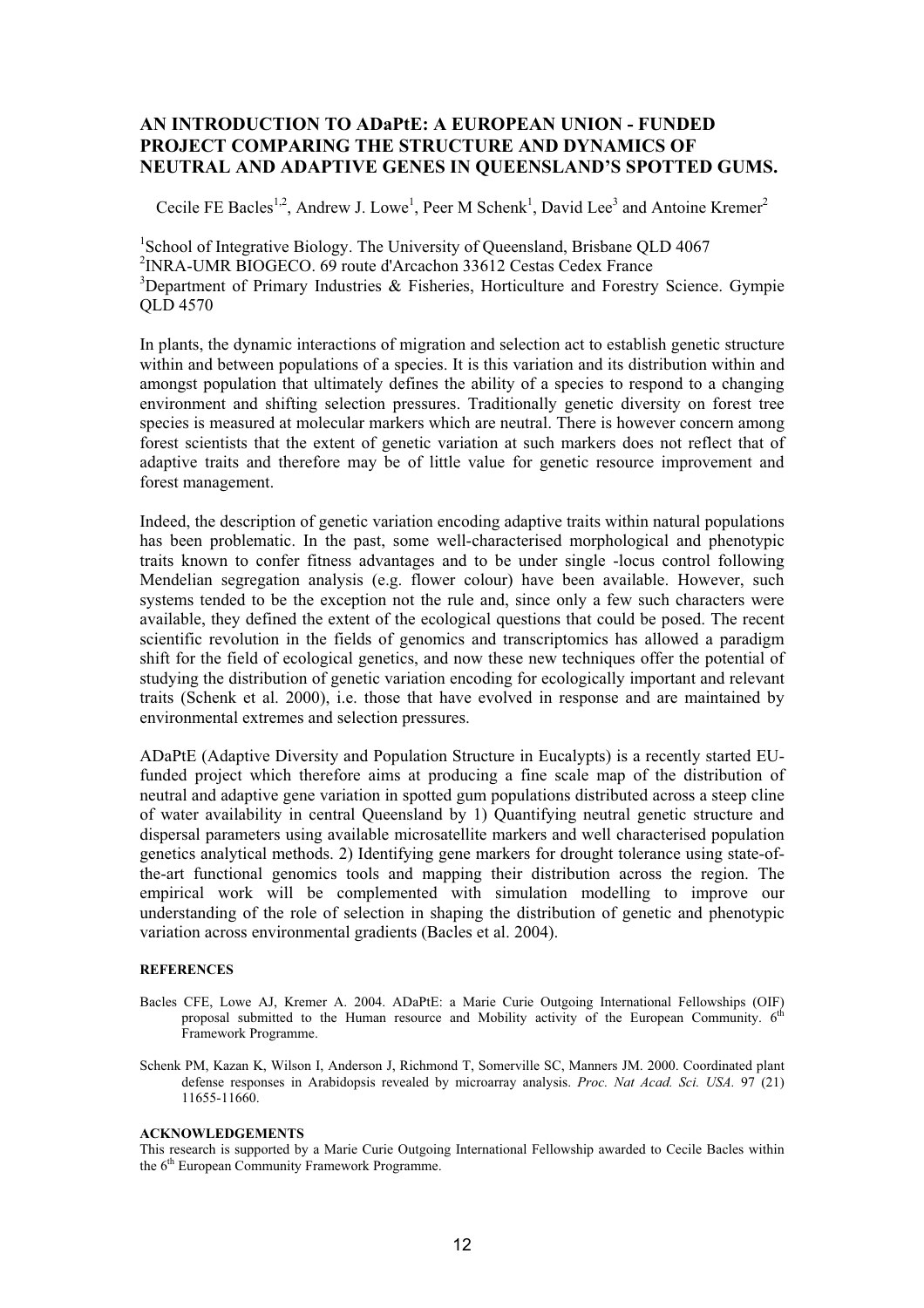# AN INTRODUCTION TO ADaPtE: A EUROPEAN UNION - FUNDED PROJECT COMPARING THE STRUCTURE AND DYNAMICS OF NEUTRAL AND ADAPTIVE GENES IN QUEENSLAND'S SPOTTED GUMS.

Cecile FE Bacles[1,2], Andrew J. Lowe[1], Peer M Schenk[1], David Lee[3] and Antoine Kremer[2]

[1]School of Integrative Biology. The University of Queensland, Brisbane QLD 4067
[2]INRA-UMR BIOGECO. 69 route d'Arcachon 33612 Cestas Cedex France
[3]Department of Primary Industries & Fisheries, Horticulture and Forestry Science. Gympie QLD 4570

In plants, the dynamic interactions of migration and selection act to establish genetic structure within and between populations of a species. It is this variation and its distribution within and amongst population that ultimately defines the ability of a species to respond to a changing environment and shifting selection pressures. Traditionally genetic diversity on forest tree species is measured at molecular markers which are neutral. There is however concern among forest scientists that the extent of genetic variation at such markers does not reflect that of adaptive traits and therefore may be of little value for genetic resource improvement and forest management.

Indeed, the description of genetic variation encoding adaptive traits within natural populations has been problematic. In the past, some well-characterised morphological and phenotypic traits known to confer fitness advantages and to be under single -locus control following Mendelian segregation analysis (e.g. flower colour) have been available. However, such systems tended to be the exception not the rule and, since only a few such characters were available, they defined the extent of the ecological questions that could be posed. The recent scientific revolution in the fields of genomics and transcriptomics has allowed a paradigm shift for the field of ecological genetics, and now these new techniques offer the potential of studying the distribution of genetic variation encoding for ecologically important and relevant traits (Schenk et al. 2000), i.e. those that have evolved in response and are maintained by environmental extremes and selection pressures.

ADaPtE (Adaptive Diversity and Population Structure in Eucalypts) is a recently started EU-funded project which therefore aims at producing a fine scale map of the distribution of neutral and adaptive gene variation in spotted gum populations distributed across a steep cline of water availability in central Queensland by 1) Quantifying neutral genetic structure and dispersal parameters using available microsatellite markers and well characterised population genetics analytical methods. 2) Identifying gene markers for drought tolerance using state-of-the-art functional genomics tools and mapping their distribution across the region. The empirical work will be complemented with simulation modelling to improve our understanding of the role of selection in shaping the distribution of genetic and phenotypic variation across environmental gradients (Bacles et al. 2004).

#### REFERENCES

Bacles CFE, Lowe AJ, Kremer A. 2004. ADaPtE: a Marie Curie Outgoing International Fellowships (OIF) proposal submitted to the Human resource and Mobility activity of the European Community. 6th Framework Programme.

Schenk PM, Kazan K, Wilson I, Anderson J, Richmond T, Somerville SC, Manners JM. 2000. Coordinated plant defense responses in Arabidopsis revealed by microarray analysis. *Proc. Nat Acad. Sci. USA*. 97 (21) 11655-11660.

#### ACKNOWLEDGEMENTS

This research is supported by a Marie Curie Outgoing International Fellowship awarded to Cecile Bacles within the 6th European Community Framework Programme.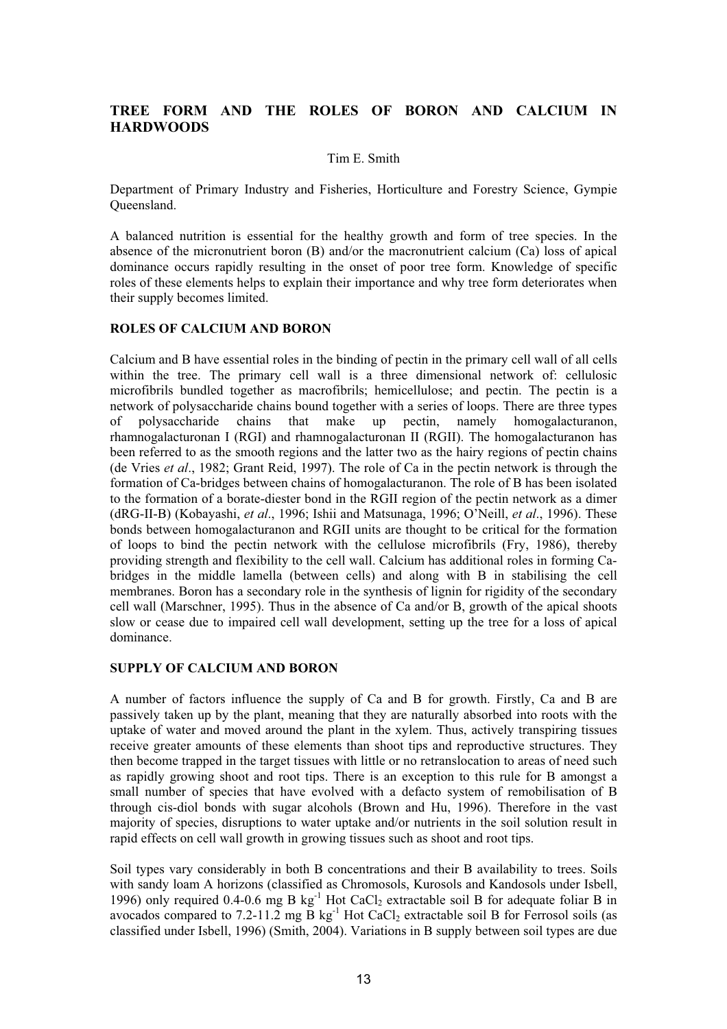## TREE FORM AND THE ROLES OF BORON AND CALCIUM IN HARDWOODS

Tim E. Smith

Department of Primary Industry and Fisheries, Horticulture and Forestry Science, Gympie Queensland.

A balanced nutrition is essential for the healthy growth and form of tree species. In the absence of the micronutrient boron (B) and/or the macronutrient calcium (Ca) loss of apical dominance occurs rapidly resulting in the onset of poor tree form. Knowledge of specific roles of these elements helps to explain their importance and why tree form deteriorates when their supply becomes limited.

### ROLES OF CALCIUM AND BORON

Calcium and B have essential roles in the binding of pectin in the primary cell wall of all cells within the tree. The primary cell wall is a three dimensional network of: cellulosic microfibrils bundled together as macrofibrils; hemicellulose; and pectin. The pectin is a network of polysaccharide chains bound together with a series of loops. There are three types of polysaccharide chains that make up pectin, namely homogalacturanon, rhamnogalacturonan I (RGI) and rhamnogalacturonan II (RGII). The homogalacturanon has been referred to as the smooth regions and the latter two as the hairy regions of pectin chains (de Vries *et al*., 1982; Grant Reid, 1997). The role of Ca in the pectin network is through the formation of Ca-bridges between chains of homogalacturanon. The role of B has been isolated to the formation of a borate-diester bond in the RGII region of the pectin network as a dimer (dRG-II-B) (Kobayashi, *et al*., 1996; Ishii and Matsunaga, 1996; O'Neill, *et al*., 1996). These bonds between homogalacturanon and RGII units are thought to be critical for the formation of loops to bind the pectin network with the cellulose microfibrils (Fry, 1986), thereby providing strength and flexibility to the cell wall. Calcium has additional roles in forming Ca-bridges in the middle lamella (between cells) and along with B in stabilising the cell membranes. Boron has a secondary role in the synthesis of lignin for rigidity of the secondary cell wall (Marschner, 1995). Thus in the absence of Ca and/or B, growth of the apical shoots slow or cease due to impaired cell wall development, setting up the tree for a loss of apical dominance.

### SUPPLY OF CALCIUM AND BORON

A number of factors influence the supply of Ca and B for growth. Firstly, Ca and B are passively taken up by the plant, meaning that they are naturally absorbed into roots with the uptake of water and moved around the plant in the xylem. Thus, actively transpiring tissues receive greater amounts of these elements than shoot tips and reproductive structures. They then become trapped in the target tissues with little or no retranslocation to areas of need such as rapidly growing shoot and root tips. There is an exception to this rule for B amongst a small number of species that have evolved with a defacto system of remobilisation of B through cis-diol bonds with sugar alcohols (Brown and Hu, 1996). Therefore in the vast majority of species, disruptions to water uptake and/or nutrients in the soil solution result in rapid effects on cell wall growth in growing tissues such as shoot and root tips.

Soil types vary considerably in both B concentrations and their B availability to trees. Soils with sandy loam A horizons (classified as Chromosols, Kurosols and Kandosols under Isbell, 1996) only required 0.4-0.6 mg B $kg^{-1}$ Hot $CaCl_2$ extractable soil B for adequate foliar B in avocados compared to 7.2-11.2 mg B $kg^{-1}$ Hot $CaCl_2$ extractable soil B for Ferrosol soils (as classified under Isbell, 1996) (Smith, 2004). Variations in B supply between soil types are due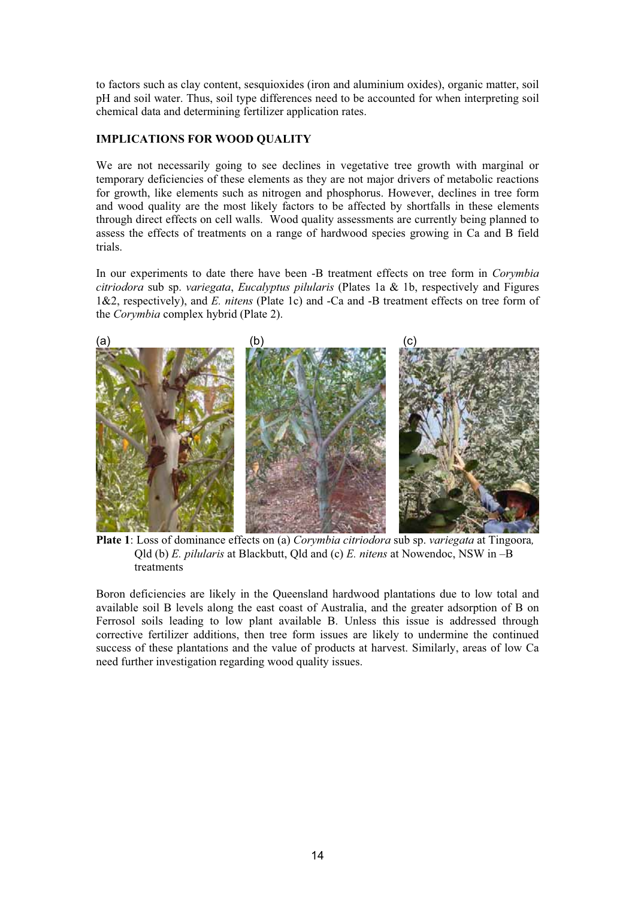to factors such as clay content, sesquioxides (iron and aluminium oxides), organic matter, soil pH and soil water. Thus, soil type differences need to be accounted for when interpreting soil chemical data and determining fertilizer application rates.

## IMPLICATIONS FOR WOOD QUALITY

We are not necessarily going to see declines in vegetative tree growth with marginal or temporary deficiencies of these elements as they are not major drivers of metabolic reactions for growth, like elements such as nitrogen and phosphorus. However, declines in tree form and wood quality are the most likely factors to be affected by shortfalls in these elements through direct effects on cell walls. Wood quality assessments are currently being planned to assess the effects of treatments on a range of hardwood species growing in Ca and B field trials.

In our experiments to date there have been -B treatment effects on tree form in *Corymbia citriodora* sub sp. *variegata*, *Eucalyptus pilularis* (Plates 1a & 1b, respectively and Figures 1&2, respectively), and *E. nitens* (Plate 1c) and -Ca and -B treatment effects on tree form of the *Corymbia* complex hybrid (Plate 2).

(a) (b) (c)

**Plate 1**: Loss of dominance effects on (a) *Corymbia citriodora* sub sp. *variegata* at Tingoora, Qld (b) *E. pilularis* at Blackbutt, Qld and (c) *E. nitens* at Nowendoc, NSW in –B treatments

Boron deficiencies are likely in the Queensland hardwood plantations due to low total and available soil B levels along the east coast of Australia, and the greater adsorption of B on Ferrosol soils leading to low plant available B. Unless this issue is addressed through corrective fertilizer additions, then tree form issues are likely to undermine the continued success of these plantations and the value of products at harvest. Similarly, areas of low Ca need further investigation regarding wood quality issues.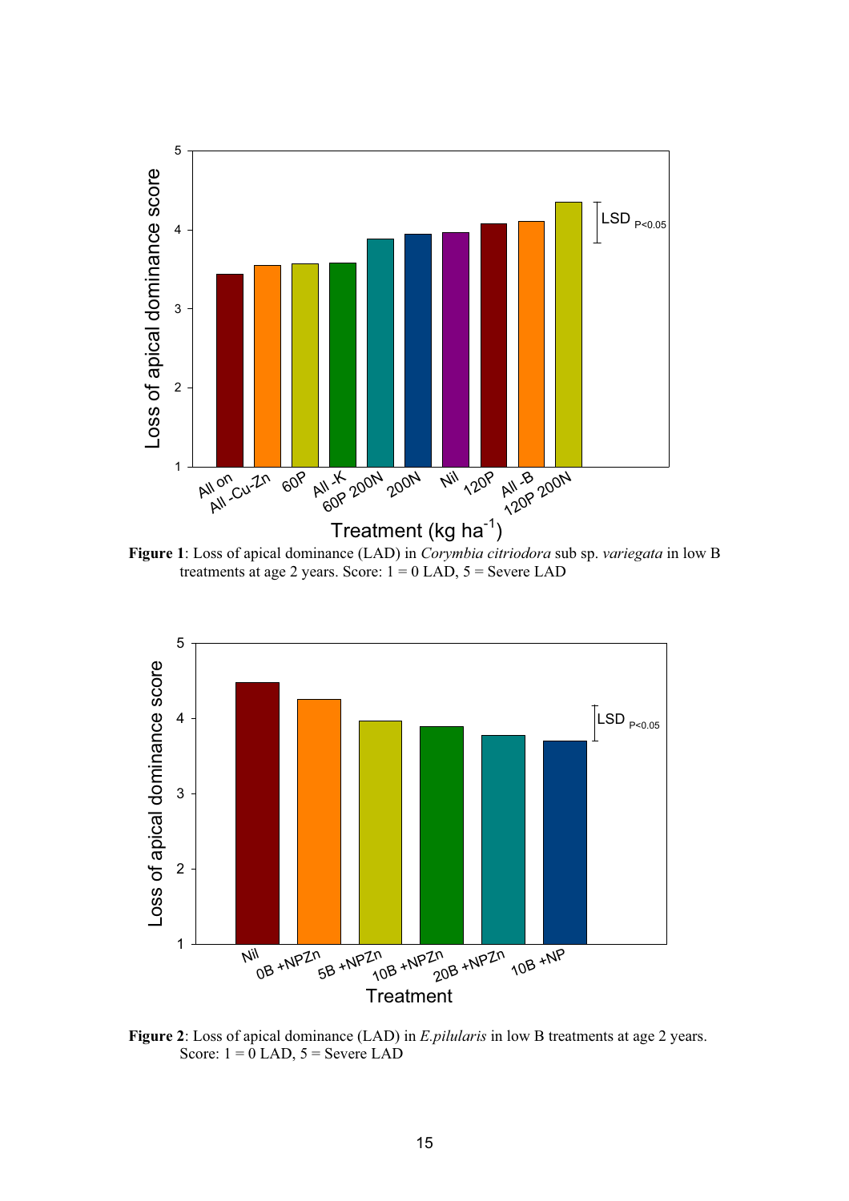**Figure 1**: Loss of apical dominance (LAD) in *Corymbia citriodora* sub sp. *variegata* in low B treatments at age 2 years. Score: 1 = 0 LAD, 5 = Severe LAD

**Figure 2**: Loss of apical dominance (LAD) in *E.pilularis* in low B treatments at age 2 years. Score: 1 = 0 LAD, 5 = Severe LAD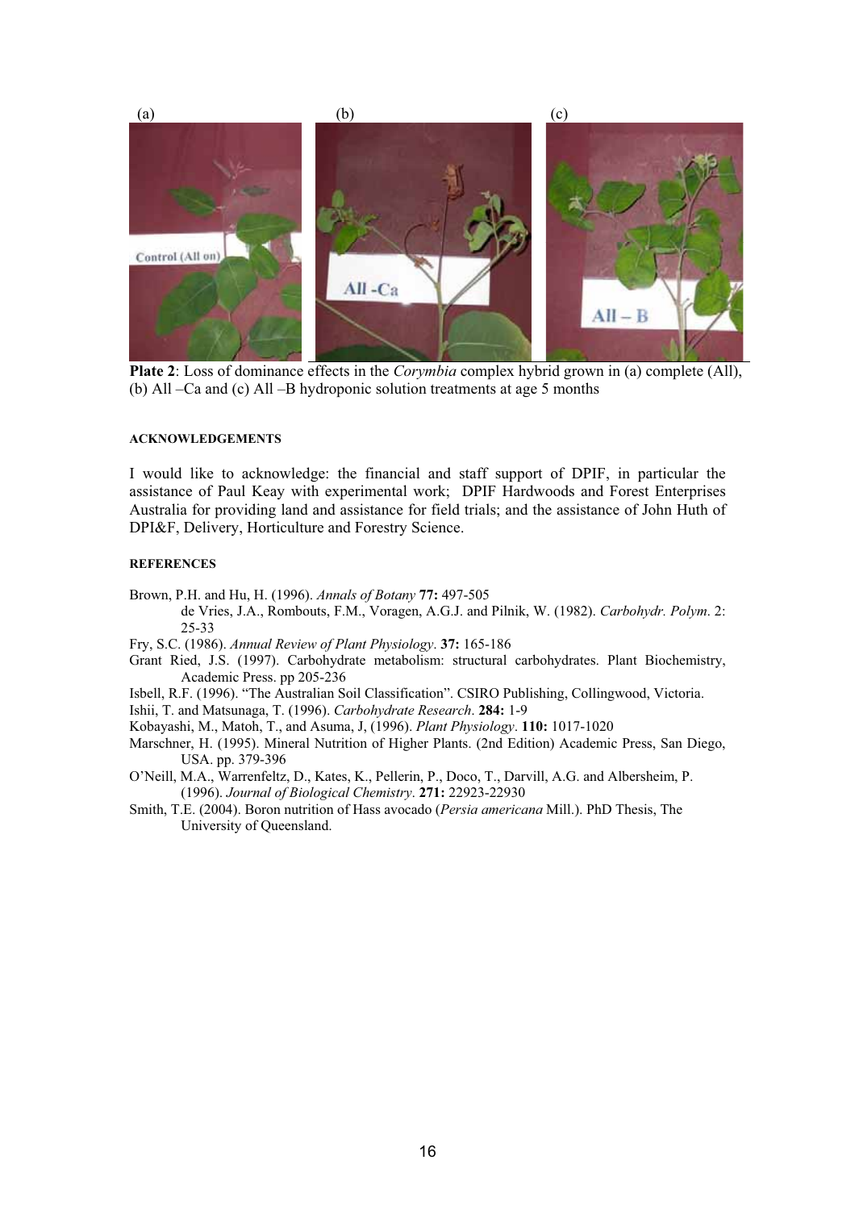**Plate 2**: Loss of dominance effects in the *Corymbia* complex hybrid grown in (a) complete (All), (b) All –Ca and (c) All –B hydroponic solution treatments at age 5 months

#### ACKNOWLEDGEMENTS

I would like to acknowledge: the financial and staff support of DPIF, in particular the assistance of Paul Keay with experimental work; DPIF Hardwoods and Forest Enterprises Australia for providing land and assistance for field trials; and the assistance of John Huth of DPI&F, Delivery, Horticulture and Forestry Science.

#### REFERENCES

Brown, P.H. and Hu, H. (1996). *Annals of Botany* **77:** 497-505

de Vries, J.A., Rombouts, F.M., Voragen, A.G.J. and Pilnik, W. (1982). *Carbohydr. Polym*. 2: 25-33

Fry, S.C. (1986). *Annual Review of Plant Physiology*. **37:** 165-186

Grant Ried, J.S. (1997). Carbohydrate metabolism: structural carbohydrates. Plant Biochemistry, Academic Press. pp 205-236

Isbell, R.F. (1996). "The Australian Soil Classification". CSIRO Publishing, Collingwood, Victoria.

Ishii, T. and Matsunaga, T. (1996). *Carbohydrate Research*. **284:** 1-9

Kobayashi, M., Matoh, T., and Asuma, J, (1996). *Plant Physiology*. **110:** 1017-1020

Marschner, H. (1995). Mineral Nutrition of Higher Plants. (2nd Edition) Academic Press, San Diego, USA. pp. 379-396

O'Neill, M.A., Warrenfeltz, D., Kates, K., Pellerin, P., Doco, T., Darvill, A.G. and Albersheim, P. (1996). *Journal of Biological Chemistry*. **271:** 22923-22930

Smith, T.E. (2004). Boron nutrition of Hass avocado (*Persia americana* Mill.). PhD Thesis, The University of Queensland.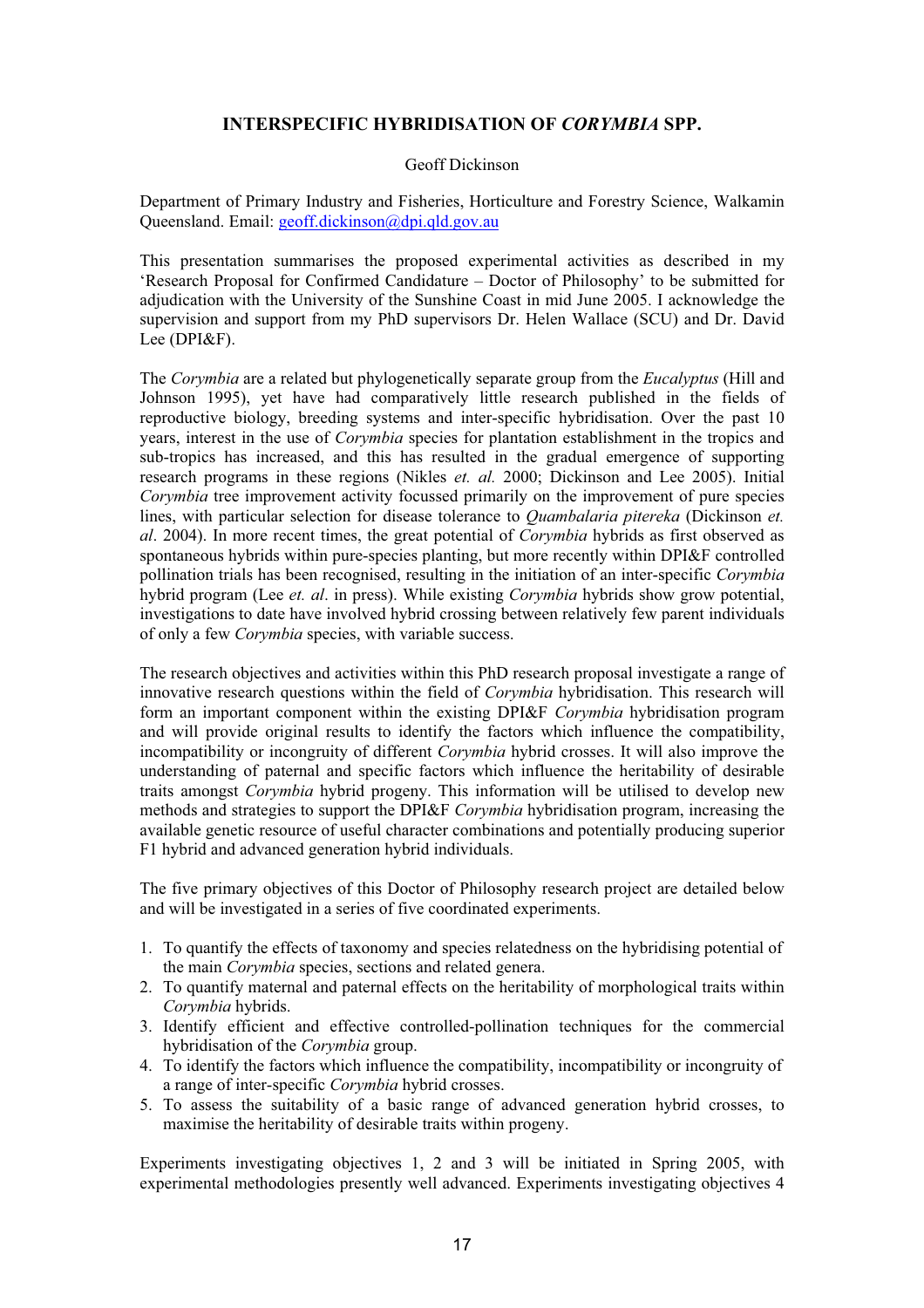## INTERSPECIFIC HYBRIDISATION OF *CORYMBIA* SPP.

Geoff Dickinson

Department of Primary Industry and Fisheries, Horticulture and Forestry Science, Walkamin Queensland. Email: geoff.dickinson@dpi.qld.gov.au

This presentation summarises the proposed experimental activities as described in my 'Research Proposal for Confirmed Candidature – Doctor of Philosophy' to be submitted for adjudication with the University of the Sunshine Coast in mid June 2005. I acknowledge the supervision and support from my PhD supervisors Dr. Helen Wallace (SCU) and Dr. David Lee (DPI&F).

The *Corymbia* are a related but phylogenetically separate group from the *Eucalyptus* (Hill and Johnson 1995), yet have had comparatively little research published in the fields of reproductive biology, breeding systems and inter-specific hybridisation. Over the past 10 years, interest in the use of *Corymbia* species for plantation establishment in the tropics and sub-tropics has increased, and this has resulted in the gradual emergence of supporting research programs in these regions (Nikles *et. al.* 2000; Dickinson and Lee 2005). Initial *Corymbia* tree improvement activity focussed primarily on the improvement of pure species lines, with particular selection for disease tolerance to *Quambalaria pitereka* (Dickinson *et. al*. 2004). In more recent times, the great potential of *Corymbia* hybrids as first observed as spontaneous hybrids within pure-species planting, but more recently within DPI&F controlled pollination trials has been recognised, resulting in the initiation of an inter-specific *Corymbia* hybrid program (Lee *et. al*. in press). While existing *Corymbia* hybrids show grow potential, investigations to date have involved hybrid crossing between relatively few parent individuals of only a few *Corymbia* species, with variable success.

The research objectives and activities within this PhD research proposal investigate a range of innovative research questions within the field of *Corymbia* hybridisation. This research will form an important component within the existing DPI&F *Corymbia* hybridisation program and will provide original results to identify the factors which influence the compatibility, incompatibility or incongruity of different *Corymbia* hybrid crosses. It will also improve the understanding of paternal and specific factors which influence the heritability of desirable traits amongst *Corymbia* hybrid progeny. This information will be utilised to develop new methods and strategies to support the DPI&F *Corymbia* hybridisation program, increasing the available genetic resource of useful character combinations and potentially producing superior F1 hybrid and advanced generation hybrid individuals.

The five primary objectives of this Doctor of Philosophy research project are detailed below and will be investigated in a series of five coordinated experiments.

1. To quantify the effects of taxonomy and species relatedness on the hybridising potential of the main *Corymbia* species, sections and related genera.
2. To quantify maternal and paternal effects on the heritability of morphological traits within *Corymbia* hybrids.
3. Identify efficient and effective controlled-pollination techniques for the commercial hybridisation of the *Corymbia* group.
4. To identify the factors which influence the compatibility, incompatibility or incongruity of a range of inter-specific *Corymbia* hybrid crosses.
5. To assess the suitability of a basic range of advanced generation hybrid crosses, to maximise the heritability of desirable traits within progeny.

Experiments investigating objectives 1, 2 and 3 will be initiated in Spring 2005, with experimental methodologies presently well advanced. Experiments investigating objectives 4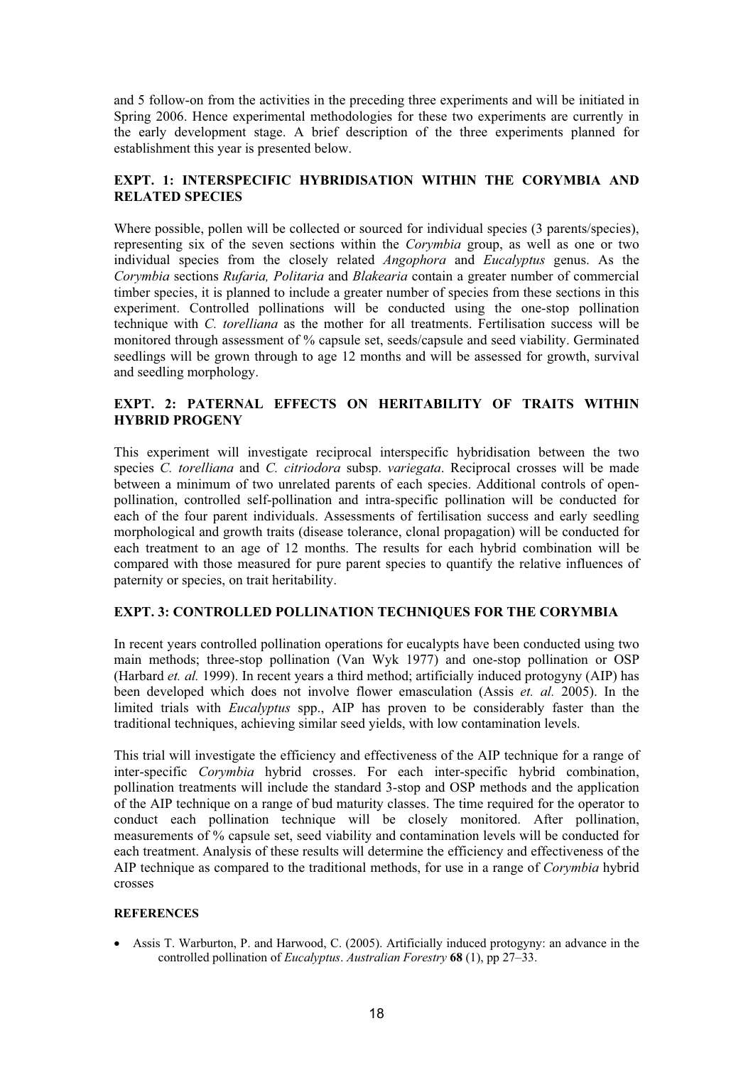and 5 follow-on from the activities in the preceding three experiments and will be initiated in Spring 2006. Hence experimental methodologies for these two experiments are currently in the early development stage. A brief description of the three experiments planned for establishment this year is presented below.

## EXPT. 1: INTERSPECIFIC HYBRIDISATION WITHIN THE CORYMBIA AND RELATED SPECIES

Where possible, pollen will be collected or sourced for individual species (3 parents/species), representing six of the seven sections within the *Corymbia* group, as well as one or two individual species from the closely related *Angophora* and *Eucalyptus* genus. As the *Corymbia* sections *Rufaria, Politaria* and *Blakearia* contain a greater number of commercial timber species, it is planned to include a greater number of species from these sections in this experiment. Controlled pollinations will be conducted using the one-stop pollination technique with *C. torelliana* as the mother for all treatments. Fertilisation success will be monitored through assessment of % capsule set, seeds/capsule and seed viability. Germinated seedlings will be grown through to age 12 months and will be assessed for growth, survival and seedling morphology.

## EXPT. 2: PATERNAL EFFECTS ON HERITABILITY OF TRAITS WITHIN HYBRID PROGENY

This experiment will investigate reciprocal interspecific hybridisation between the two species *C. torelliana* and *C. citriodora* subsp. *variegata*. Reciprocal crosses will be made between a minimum of two unrelated parents of each species. Additional controls of open-pollination, controlled self-pollination and intra-specific pollination will be conducted for each of the four parent individuals. Assessments of fertilisation success and early seedling morphological and growth traits (disease tolerance, clonal propagation) will be conducted for each treatment to an age of 12 months. The results for each hybrid combination will be compared with those measured for pure parent species to quantify the relative influences of paternity or species, on trait heritability.

## EXPT. 3: CONTROLLED POLLINATION TECHNIQUES FOR THE CORYMBIA

In recent years controlled pollination operations for eucalypts have been conducted using two main methods; three-stop pollination (Van Wyk 1977) and one-stop pollination or OSP (Harbard *et. al.* 1999). In recent years a third method; artificially induced protogyny (AIP) has been developed which does not involve flower emasculation (Assis *et. al.* 2005). In the limited trials with *Eucalyptus* spp., AIP has proven to be considerably faster than the traditional techniques, achieving similar seed yields, with low contamination levels.

This trial will investigate the efficiency and effectiveness of the AIP technique for a range of inter-specific *Corymbia* hybrid crosses. For each inter-specific hybrid combination, pollination treatments will include the standard 3-stop and OSP methods and the application of the AIP technique on a range of bud maturity classes. The time required for the operator to conduct each pollination technique will be closely monitored. After pollination, measurements of % capsule set, seed viability and contamination levels will be conducted for each treatment. Analysis of these results will determine the efficiency and effectiveness of the AIP technique as compared to the traditional methods, for use in a range of *Corymbia* hybrid crosses

### REFERENCES

- Assis T. Warburton, P. and Harwood, C. (2005). Artificially induced protogyny: an advance in the controlled pollination of *Eucalyptus*. *Australian Forestry* **68** (1), pp 27–33.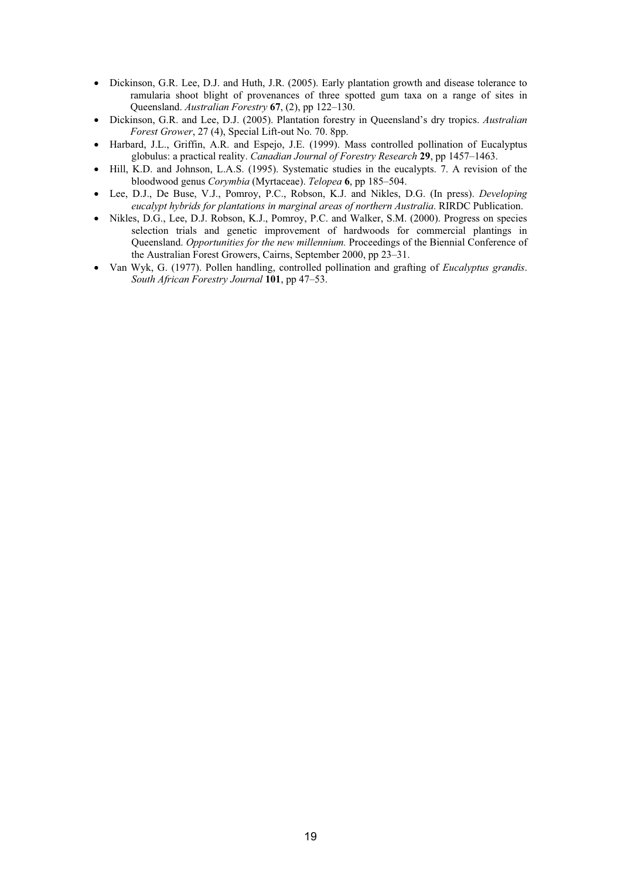- Dickinson, G.R. Lee, D.J. and Huth, J.R. (2005). Early plantation growth and disease tolerance to ramularia shoot blight of provenances of three spotted gum taxa on a range of sites in Queensland. *Australian Forestry* **67**, (2), pp 122–130.
- Dickinson, G.R. and Lee, D.J. (2005). Plantation forestry in Queensland's dry tropics. *Australian Forest Grower*, 27 (4), Special Lift-out No. 70. 8pp.
- Harbard, J.L., Griffin, A.R. and Espejo, J.E. (1999). Mass controlled pollination of Eucalyptus globulus: a practical reality. *Canadian Journal of Forestry Research* **29**, pp 1457–1463.
- Hill, K.D. and Johnson, L.A.S. (1995). Systematic studies in the eucalypts. 7. A revision of the bloodwood genus *Corymbia* (Myrtaceae). *Telopea* **6**, pp 185–504.
- Lee, D.J., De Buse, V.J., Pomroy, P.C., Robson, K.J. and Nikles, D.G. (In press). *Developing eucalypt hybrids for plantations in marginal areas of northern Australia*. RIRDC Publication.
- Nikles, D.G., Lee, D.J. Robson, K.J., Pomroy, P.C. and Walker, S.M. (2000). Progress on species selection trials and genetic improvement of hardwoods for commercial plantings in Queensland. *Opportunities for the new millennium.* Proceedings of the Biennial Conference of the Australian Forest Growers, Cairns, September 2000, pp 23–31.
- Van Wyk, G. (1977). Pollen handling, controlled pollination and grafting of *Eucalyptus grandis*. *South African Forestry Journal* **101**, pp 47–53.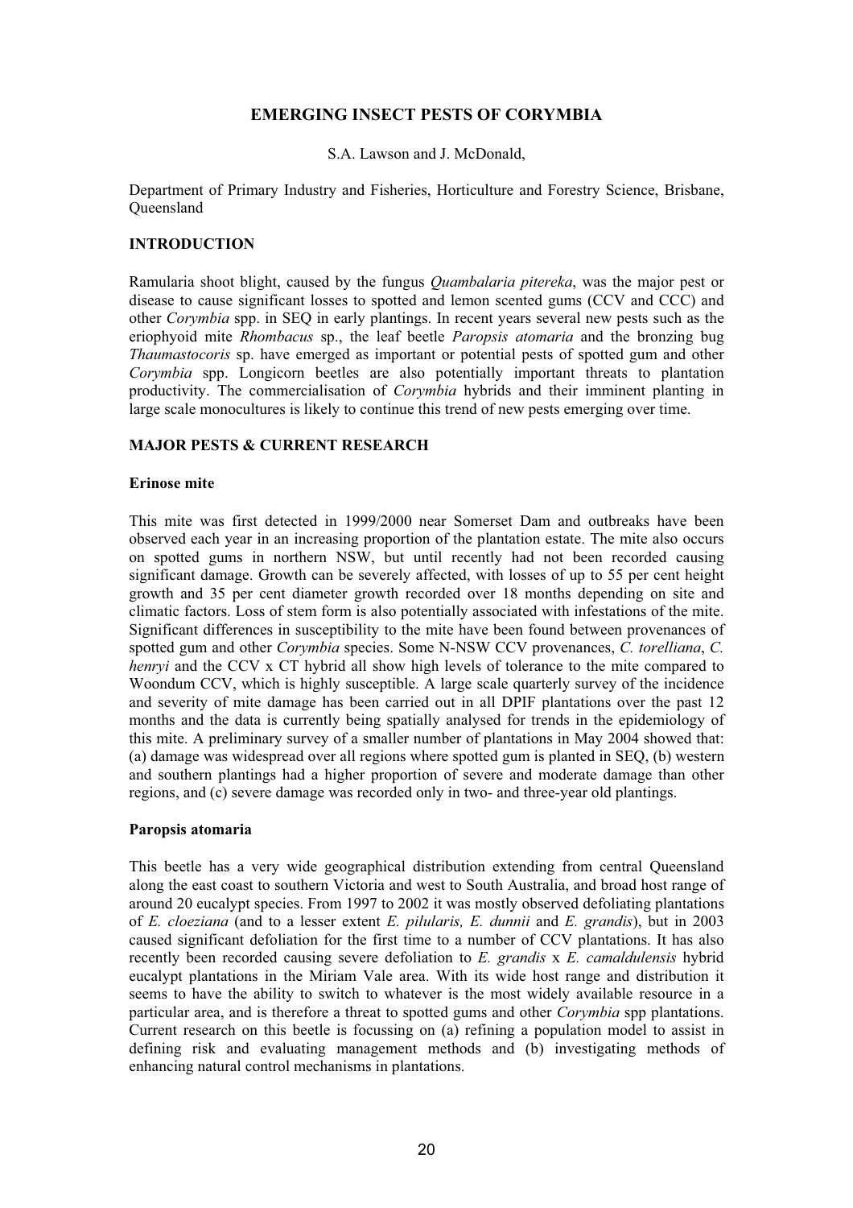# EMERGING INSECT PESTS OF CORYMBIA

S.A. Lawson and J. McDonald,

Department of Primary Industry and Fisheries, Horticulture and Forestry Science, Brisbane, Queensland

## INTRODUCTION

Ramularia shoot blight, caused by the fungus *Quambalaria pitereka*, was the major pest or disease to cause significant losses to spotted and lemon scented gums (CCV and CCC) and other *Corymbia* spp. in SEQ in early plantings. In recent years several new pests such as the eriophyoid mite *Rhombacus* sp., the leaf beetle *Paropsis atomaria* and the bronzing bug *Thaumastocoris* sp. have emerged as important or potential pests of spotted gum and other *Corymbia* spp. Longicorn beetles are also potentially important threats to plantation productivity. The commercialisation of *Corymbia* hybrids and their imminent planting in large scale monocultures is likely to continue this trend of new pests emerging over time.

## MAJOR PESTS & CURRENT RESEARCH

### Erinose mite

This mite was first detected in 1999/2000 near Somerset Dam and outbreaks have been observed each year in an increasing proportion of the plantation estate. The mite also occurs on spotted gums in northern NSW, but until recently had not been recorded causing significant damage. Growth can be severely affected, with losses of up to 55 per cent height growth and 35 per cent diameter growth recorded over 18 months depending on site and climatic factors. Loss of stem form is also potentially associated with infestations of the mite. Significant differences in susceptibility to the mite have been found between provenances of spotted gum and other *Corymbia* species. Some N-NSW CCV provenances, *C. torelliana*, *C. henryi* and the CCV x CT hybrid all show high levels of tolerance to the mite compared to Woondum CCV, which is highly susceptible. A large scale quarterly survey of the incidence and severity of mite damage has been carried out in all DPIF plantations over the past 12 months and the data is currently being spatially analysed for trends in the epidemiology of this mite. A preliminary survey of a smaller number of plantations in May 2004 showed that: (a) damage was widespread over all regions where spotted gum is planted in SEQ, (b) western and southern plantings had a higher proportion of severe and moderate damage than other regions, and (c) severe damage was recorded only in two- and three-year old plantings.

### Paropsis atomaria

This beetle has a very wide geographical distribution extending from central Queensland along the east coast to southern Victoria and west to South Australia, and broad host range of around 20 eucalypt species. From 1997 to 2002 it was mostly observed defoliating plantations of *E. cloeziana* (and to a lesser extent *E. pilularis, E. dunnii* and *E. grandis*), but in 2003 caused significant defoliation for the first time to a number of CCV plantations. It has also recently been recorded causing severe defoliation to *E. grandis* x *E. camaldulensis* hybrid eucalypt plantations in the Miriam Vale area. With its wide host range and distribution it seems to have the ability to switch to whatever is the most widely available resource in a particular area, and is therefore a threat to spotted gums and other *Corymbia* spp plantations. Current research on this beetle is focussing on (a) refining a population model to assist in defining risk and evaluating management methods and (b) investigating methods of enhancing natural control mechanisms in plantations.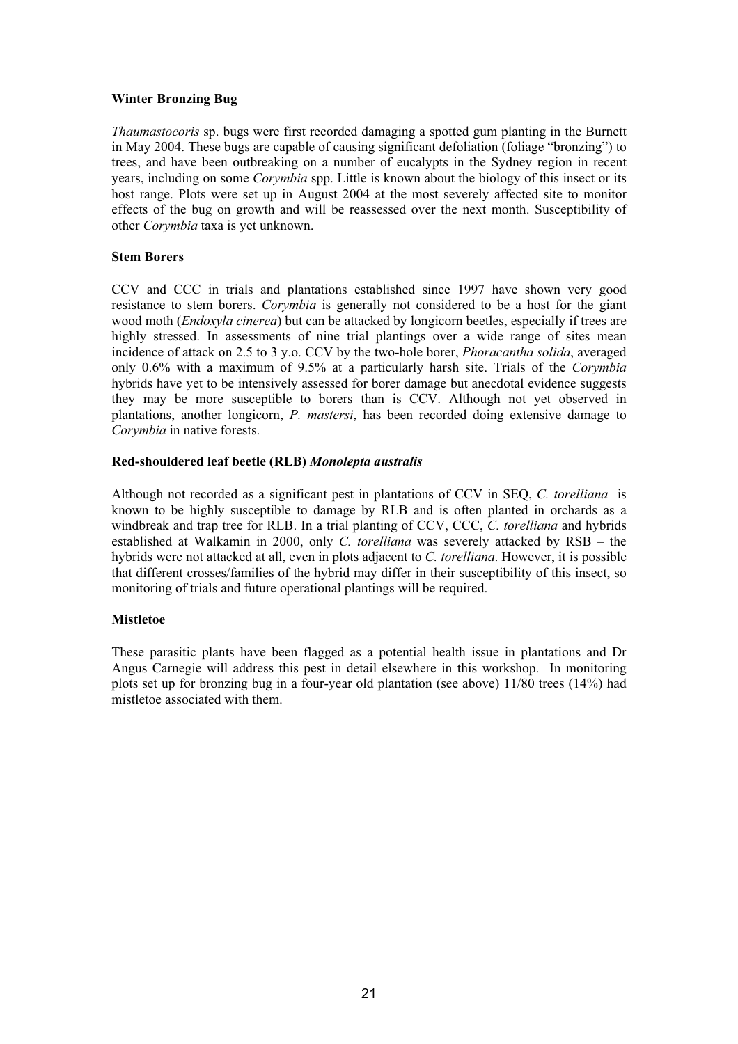**Winter Bronzing Bug**

*Thaumastocoris* sp. bugs were first recorded damaging a spotted gum planting in the Burnett in May 2004. These bugs are capable of causing significant defoliation (foliage "bronzing") to trees, and have been outbreaking on a number of eucalypts in the Sydney region in recent years, including on some *Corymbia* spp. Little is known about the biology of this insect or its host range. Plots were set up in August 2004 at the most severely affected site to monitor effects of the bug on growth and will be reassessed over the next month. Susceptibility of other *Corymbia* taxa is yet unknown.

**Stem Borers**

CCV and CCC in trials and plantations established since 1997 have shown very good resistance to stem borers. *Corymbia* is generally not considered to be a host for the giant wood moth (*Endoxyla cinerea*) but can be attacked by longicorn beetles, especially if trees are highly stressed. In assessments of nine trial plantings over a wide range of sites mean incidence of attack on 2.5 to 3 y.o. CCV by the two-hole borer, *Phoracantha solida*, averaged only 0.6% with a maximum of 9.5% at a particularly harsh site. Trials of the *Corymbia* hybrids have yet to be intensively assessed for borer damage but anecdotal evidence suggests they may be more susceptible to borers than is CCV. Although not yet observed in plantations, another longicorn, *P. mastersi*, has been recorded doing extensive damage to *Corymbia* in native forests.

**Red-shouldered leaf beetle (RLB) *Monolepta australis***

Although not recorded as a significant pest in plantations of CCV in SEQ, *C. torelliana* is known to be highly susceptible to damage by RLB and is often planted in orchards as a windbreak and trap tree for RLB. In a trial planting of CCV, CCC, *C. torelliana* and hybrids established at Walkamin in 2000, only *C. torelliana* was severely attacked by RSB – the hybrids were not attacked at all, even in plots adjacent to *C. torelliana*. However, it is possible that different crosses/families of the hybrid may differ in their susceptibility of this insect, so monitoring of trials and future operational plantings will be required.

**Mistletoe**

These parasitic plants have been flagged as a potential health issue in plantations and Dr Angus Carnegie will address this pest in detail elsewhere in this workshop. In monitoring plots set up for bronzing bug in a four-year old plantation (see above) 11/80 trees (14%) had mistletoe associated with them.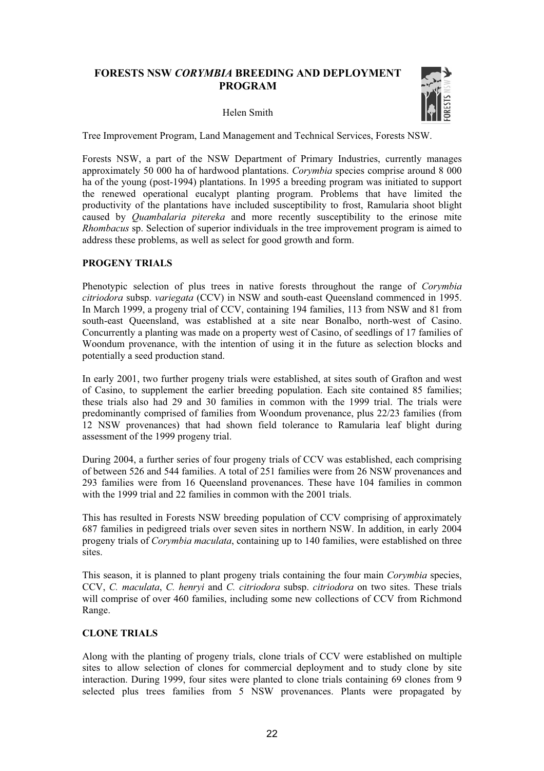# FORESTS NSW *CORYMBIA* BREEDING AND DEPLOYMENT PROGRAM

Helen Smith

Tree Improvement Program, Land Management and Technical Services, Forests NSW.

Forests NSW, a part of the NSW Department of Primary Industries, currently manages approximately 50 000 ha of hardwood plantations. *Corymbia* species comprise around 8 000 ha of the young (post-1994) plantations. In 1995 a breeding program was initiated to support the renewed operational eucalypt planting program. Problems that have limited the productivity of the plantations have included susceptibility to frost, Ramularia shoot blight caused by *Quambalaria pitereka* and more recently susceptibility to the erinose mite *Rhombacus* sp. Selection of superior individuals in the tree improvement program is aimed to address these problems, as well as select for good growth and form.

## PROGENY TRIALS

Phenotypic selection of plus trees in native forests throughout the range of *Corymbia citriodora* subsp. *variegata* (CCV) in NSW and south-east Queensland commenced in 1995. In March 1999, a progeny trial of CCV, containing 194 families, 113 from NSW and 81 from south-east Queensland, was established at a site near Bonalbo, north-west of Casino. Concurrently a planting was made on a property west of Casino, of seedlings of 17 families of Woondum provenance, with the intention of using it in the future as selection blocks and potentially a seed production stand.

In early 2001, two further progeny trials were established, at sites south of Grafton and west of Casino, to supplement the earlier breeding population. Each site contained 85 families; these trials also had 29 and 30 families in common with the 1999 trial. The trials were predominantly comprised of families from Woondum provenance, plus 22/23 families (from 12 NSW provenances) that had shown field tolerance to Ramularia leaf blight during assessment of the 1999 progeny trial.

During 2004, a further series of four progeny trials of CCV was established, each comprising of between 526 and 544 families. A total of 251 families were from 26 NSW provenances and 293 families were from 16 Queensland provenances. These have 104 families in common with the 1999 trial and 22 families in common with the 2001 trials.

This has resulted in Forests NSW breeding population of CCV comprising of approximately 687 families in pedigreed trials over seven sites in northern NSW. In addition, in early 2004 progeny trials of *Corymbia maculata*, containing up to 140 families, were established on three sites.

This season, it is planned to plant progeny trials containing the four main *Corymbia* species, CCV, *C. maculata*, *C. henryi* and *C. citriodora* subsp. *citriodora* on two sites. These trials will comprise of over 460 families, including some new collections of CCV from Richmond Range.

## CLONE TRIALS

Along with the planting of progeny trials, clone trials of CCV were established on multiple sites to allow selection of clones for commercial deployment and to study clone by site interaction. During 1999, four sites were planted to clone trials containing 69 clones from 9 selected plus trees families from 5 NSW provenances. Plants were propagated by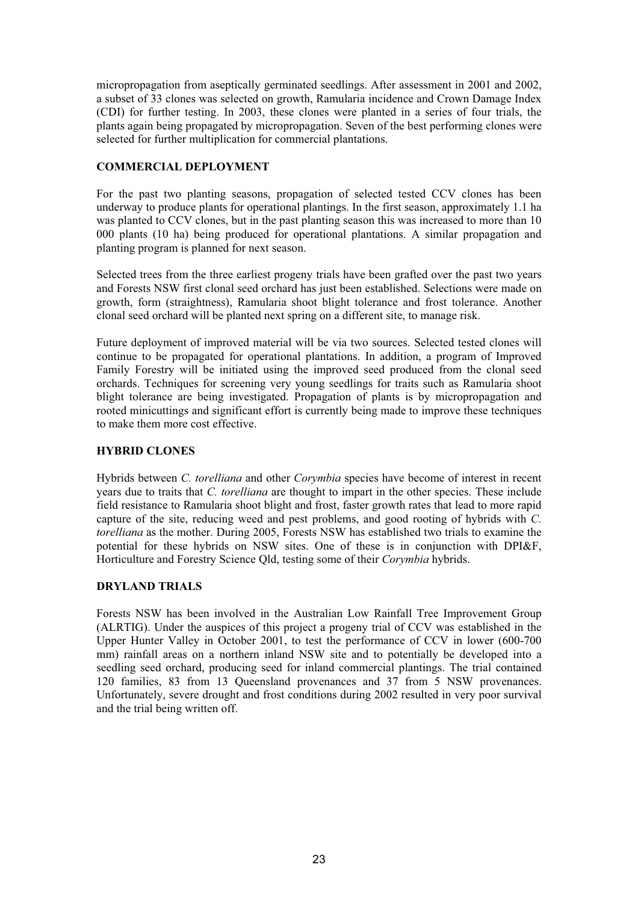micropropagation from aseptically germinated seedlings. After assessment in 2001 and 2002, a subset of 33 clones was selected on growth, Ramularia incidence and Crown Damage Index (CDI) for further testing. In 2003, these clones were planted in a series of four trials, the plants again being propagated by micropropagation. Seven of the best performing clones were selected for further multiplication for commercial plantations.

## COMMERCIAL DEPLOYMENT

For the past two planting seasons, propagation of selected tested CCV clones has been underway to produce plants for operational plantings. In the first season, approximately 1.1 ha was planted to CCV clones, but in the past planting season this was increased to more than 10 000 plants (10 ha) being produced for operational plantations. A similar propagation and planting program is planned for next season.

Selected trees from the three earliest progeny trials have been grafted over the past two years and Forests NSW first clonal seed orchard has just been established. Selections were made on growth, form (straightness), Ramularia shoot blight tolerance and frost tolerance. Another clonal seed orchard will be planted next spring on a different site, to manage risk.

Future deployment of improved material will be via two sources. Selected tested clones will continue to be propagated for operational plantations. In addition, a program of Improved Family Forestry will be initiated using the improved seed produced from the clonal seed orchards. Techniques for screening very young seedlings for traits such as Ramularia shoot blight tolerance are being investigated. Propagation of plants is by micropropagation and rooted minicuttings and significant effort is currently being made to improve these techniques to make them more cost effective.

## HYBRID CLONES

Hybrids between *C. torelliana* and other *Corymbia* species have become of interest in recent years due to traits that *C. torelliana* are thought to impart in the other species. These include field resistance to Ramularia shoot blight and frost, faster growth rates that lead to more rapid capture of the site, reducing weed and pest problems, and good rooting of hybrids with *C. torelliana* as the mother. During 2005, Forests NSW has established two trials to examine the potential for these hybrids on NSW sites. One of these is in conjunction with DPI&F, Horticulture and Forestry Science Qld, testing some of their *Corymbia* hybrids.

## DRYLAND TRIALS

Forests NSW has been involved in the Australian Low Rainfall Tree Improvement Group (ALRTIG). Under the auspices of this project a progeny trial of CCV was established in the Upper Hunter Valley in October 2001, to test the performance of CCV in lower (600-700 mm) rainfall areas on a northern inland NSW site and to potentially be developed into a seedling seed orchard, producing seed for inland commercial plantings. The trial contained 120 families, 83 from 13 Queensland provenances and 37 from 5 NSW provenances. Unfortunately, severe drought and frost conditions during 2002 resulted in very poor survival and the trial being written off.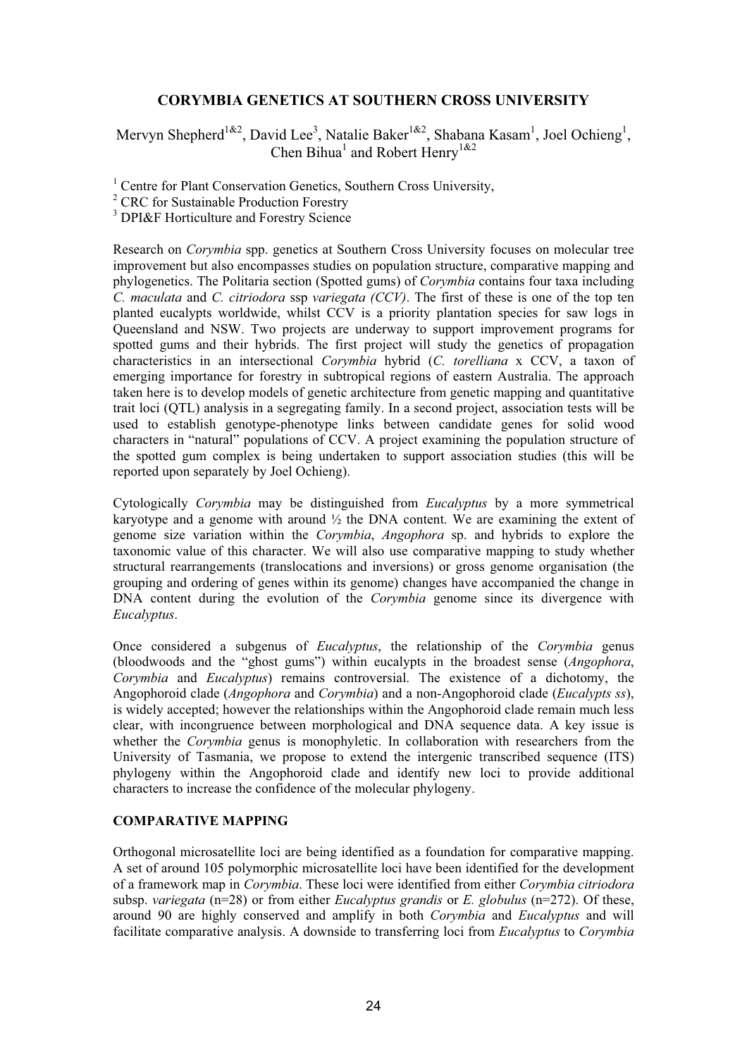# CORYMBIA GENETICS AT SOUTHERN CROSS UNIVERSITY

Mervyn Shepherd[1&2], David Lee[3], Natalie Baker[1&2], Shabana Kasam[1], Joel Ochieng[1], Chen Bihua[1] and Robert Henry[1&2]

[1] Centre for Plant Conservation Genetics, Southern Cross University,
[2] CRC for Sustainable Production Forestry
[3] DPI&F Horticulture and Forestry Science

Research on *Corymbia* spp. genetics at Southern Cross University focuses on molecular tree improvement but also encompasses studies on population structure, comparative mapping and phylogenetics. The Politaria section (Spotted gums) of *Corymbia* contains four taxa including *C. maculata* and *C. citriodora* ssp *variegata (CCV)*. The first of these is one of the top ten planted eucalypts worldwide, whilst CCV is a priority plantation species for saw logs in Queensland and NSW. Two projects are underway to support improvement programs for spotted gums and their hybrids. The first project will study the genetics of propagation characteristics in an intersectional *Corymbia* hybrid (*C. torelliana* x CCV, a taxon of emerging importance for forestry in subtropical regions of eastern Australia. The approach taken here is to develop models of genetic architecture from genetic mapping and quantitative trait loci (QTL) analysis in a segregating family. In a second project, association tests will be used to establish genotype-phenotype links between candidate genes for solid wood characters in "natural" populations of CCV. A project examining the population structure of the spotted gum complex is being undertaken to support association studies (this will be reported upon separately by Joel Ochieng).

Cytologically *Corymbia* may be distinguished from *Eucalyptus* by a more symmetrical karyotype and a genome with around ½ the DNA content. We are examining the extent of genome size variation within the *Corymbia*, *Angophora* sp. and hybrids to explore the taxonomic value of this character. We will also use comparative mapping to study whether structural rearrangements (translocations and inversions) or gross genome organisation (the grouping and ordering of genes within its genome) changes have accompanied the change in DNA content during the evolution of the *Corymbia* genome since its divergence with *Eucalyptus*.

Once considered a subgenus of *Eucalyptus*, the relationship of the *Corymbia* genus (bloodwoods and the "ghost gums") within eucalypts in the broadest sense (*Angophora*, *Corymbia* and *Eucalyptus*) remains controversial. The existence of a dichotomy, the Angophoroid clade (*Angophora* and *Corymbia*) and a non-Angophoroid clade (*Eucalypts ss*), is widely accepted; however the relationships within the Angophoroid clade remain much less clear, with incongruence between morphological and DNA sequence data. A key issue is whether the *Corymbia* genus is monophyletic. In collaboration with researchers from the University of Tasmania, we propose to extend the intergenic transcribed sequence (ITS) phylogeny within the Angophoroid clade and identify new loci to provide additional characters to increase the confidence of the molecular phylogeny.

## COMPARATIVE MAPPING

Orthogonal microsatellite loci are being identified as a foundation for comparative mapping. A set of around 105 polymorphic microsatellite loci have been identified for the development of a framework map in *Corymbia*. These loci were identified from either *Corymbia citriodora* subsp. *variegata* (n=28) or from either *Eucalyptus grandis* or *E. globulus* (n=272). Of these, around 90 are highly conserved and amplify in both *Corymbia* and *Eucalyptus* and will facilitate comparative analysis. A downside to transferring loci from *Eucalyptus* to *Corymbia*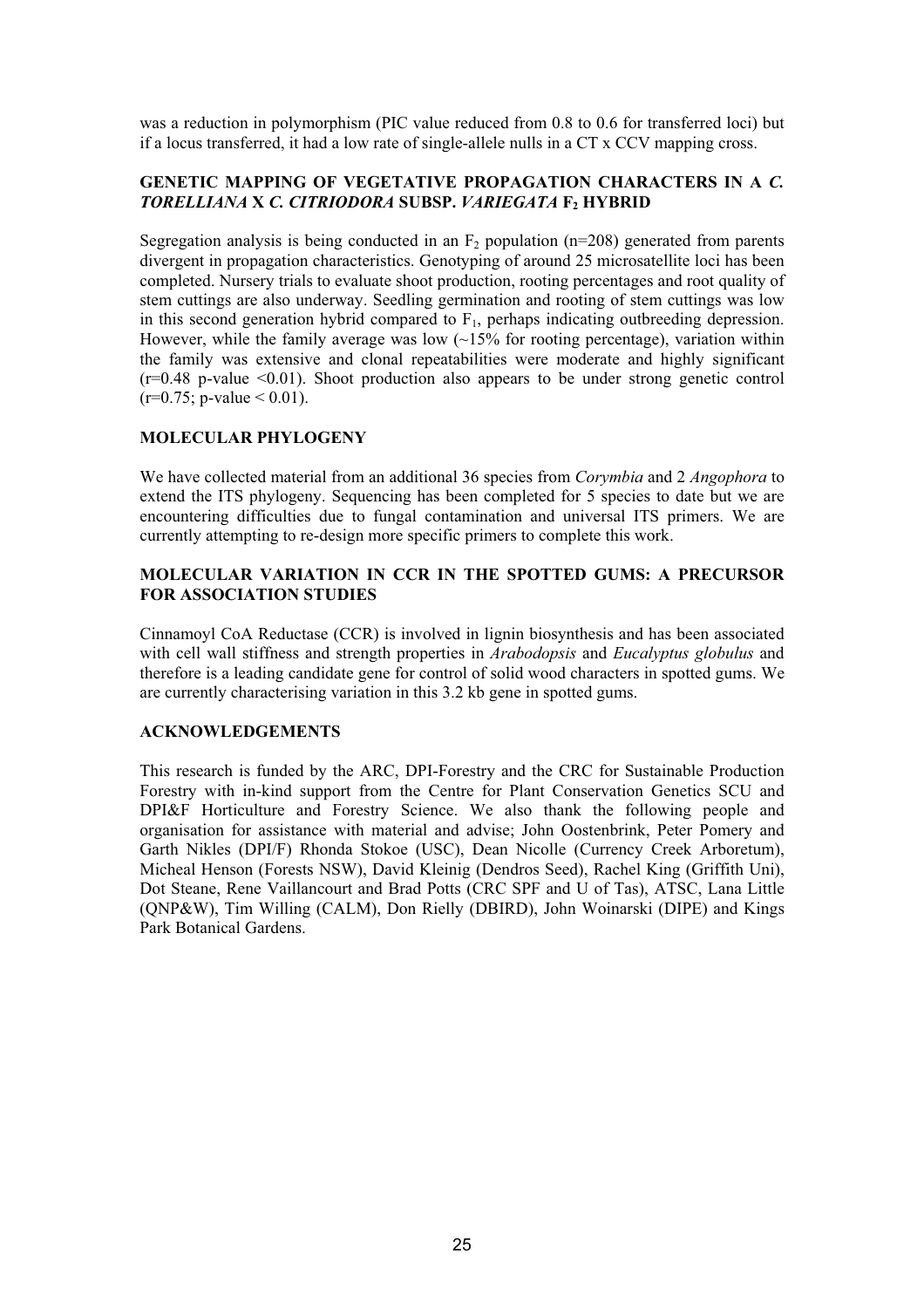was a reduction in polymorphism (PIC value reduced from 0.8 to 0.6 for transferred loci) but if a locus transferred, it had a low rate of single-allele nulls in a CT x CCV mapping cross.

## GENETIC MAPPING OF VEGETATIVE PROPAGATION CHARACTERS IN A *C. TORELLIANA* X *C. CITRIODORA* SUBSP. *VARIEGATA* $F_2$ HYBRID

Segregation analysis is being conducted in an $F_2$ population (n=208) generated from parents divergent in propagation characteristics. Genotyping of around 25 microsatellite loci has been completed. Nursery trials to evaluate shoot production, rooting percentages and root quality of stem cuttings are also underway. Seedling germination and rooting of stem cuttings was low in this second generation hybrid compared to $F_1$, perhaps indicating outbreeding depression. However, while the family average was low (~15% for rooting percentage), variation within the family was extensive and clonal repeatabilities were moderate and highly significant ($r=0.48$ p-value $<0.01$). Shoot production also appears to be under strong genetic control ($r=0.75$; p-value $< 0.01$).

## MOLECULAR PHYLOGENY

We have collected material from an additional 36 species from *Corymbia* and 2 *Angophora* to extend the ITS phylogeny. Sequencing has been completed for 5 species to date but we are encountering difficulties due to fungal contamination and universal ITS primers. We are currently attempting to re-design more specific primers to complete this work.

## MOLECULAR VARIATION IN CCR IN THE SPOTTED GUMS: A PRECURSOR FOR ASSOCIATION STUDIES

Cinnamoyl CoA Reductase (CCR) is involved in lignin biosynthesis and has been associated with cell wall stiffness and strength properties in *Arabodopsis* and *Eucalyptus globulus* and therefore is a leading candidate gene for control of solid wood characters in spotted gums. We are currently characterising variation in this 3.2 kb gene in spotted gums.

## ACKNOWLEDGEMENTS

This research is funded by the ARC, DPI-Forestry and the CRC for Sustainable Production Forestry with in-kind support from the Centre for Plant Conservation Genetics SCU and DPI&F Horticulture and Forestry Science. We also thank the following people and organisation for assistance with material and advise; John Oostenbrink, Peter Pomery and Garth Nikles (DPI/F) Rhonda Stokoe (USC), Dean Nicolle (Currency Creek Arboretum), Micheal Henson (Forests NSW), David Kleinig (Dendros Seed), Rachel King (Griffith Uni), Dot Steane, Rene Vaillancourt and Brad Potts (CRC SPF and U of Tas), ATSC, Lana Little (QNP&W), Tim Willing (CALM), Don Rielly (DBIRD), John Woinarski (DIPE) and Kings Park Botanical Gardens.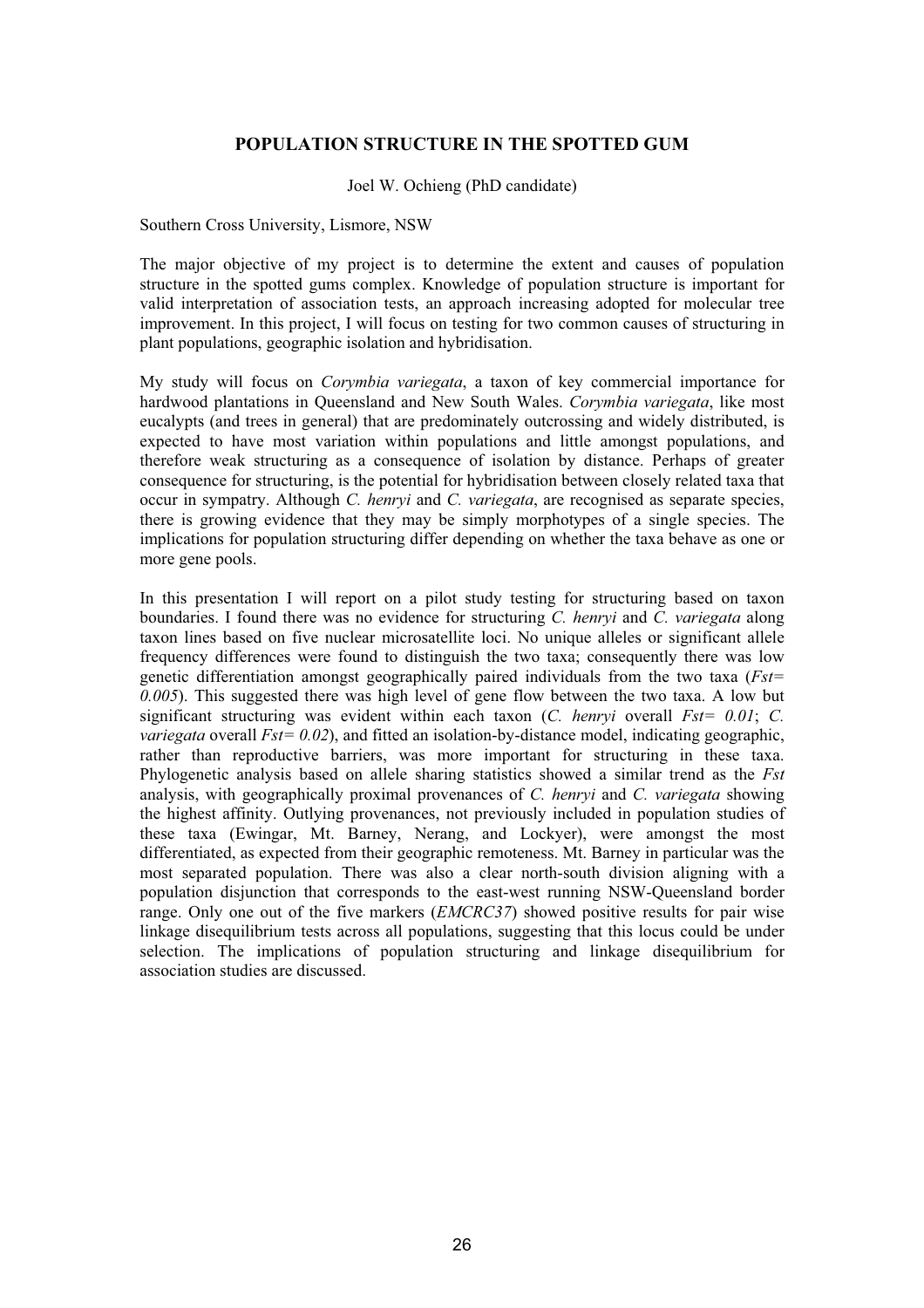## POPULATION STRUCTURE IN THE SPOTTED GUM

Joel W. Ochieng (PhD candidate)

Southern Cross University, Lismore, NSW

The major objective of my project is to determine the extent and causes of population structure in the spotted gums complex. Knowledge of population structure is important for valid interpretation of association tests, an approach increasing adopted for molecular tree improvement. In this project, I will focus on testing for two common causes of structuring in plant populations, geographic isolation and hybridisation.

My study will focus on *Corymbia variegata*, a taxon of key commercial importance for hardwood plantations in Queensland and New South Wales. *Corymbia variegata*, like most eucalypts (and trees in general) that are predominately outcrossing and widely distributed, is expected to have most variation within populations and little amongst populations, and therefore weak structuring as a consequence of isolation by distance. Perhaps of greater consequence for structuring, is the potential for hybridisation between closely related taxa that occur in sympatry. Although *C. henryi* and *C. variegata*, are recognised as separate species, there is growing evidence that they may be simply morphotypes of a single species. The implications for population structuring differ depending on whether the taxa behave as one or more gene pools.

In this presentation I will report on a pilot study testing for structuring based on taxon boundaries. I found there was no evidence for structuring *C. henryi* and *C. variegata* along taxon lines based on five nuclear microsatellite loci. No unique alleles or significant allele frequency differences were found to distinguish the two taxa; consequently there was low genetic differentiation amongst geographically paired individuals from the two taxa (*Fst= 0.005*). This suggested there was high level of gene flow between the two taxa. A low but significant structuring was evident within each taxon (*C. henryi* overall *Fst= 0.01*; *C. variegata* overall *Fst= 0.02*), and fitted an isolation-by-distance model, indicating geographic, rather than reproductive barriers, was more important for structuring in these taxa. Phylogenetic analysis based on allele sharing statistics showed a similar trend as the *Fst* analysis, with geographically proximal provenances of *C. henryi* and *C. variegata* showing the highest affinity. Outlying provenances, not previously included in population studies of these taxa (Ewingar, Mt. Barney, Nerang, and Lockyer), were amongst the most differentiated, as expected from their geographic remoteness. Mt. Barney in particular was the most separated population. There was also a clear north-south division aligning with a population disjunction that corresponds to the east-west running NSW-Queensland border range. Only one out of the five markers (*EMCRC37*) showed positive results for pair wise linkage disequilibrium tests across all populations, suggesting that this locus could be under selection. The implications of population structuring and linkage disequilibrium for association studies are discussed.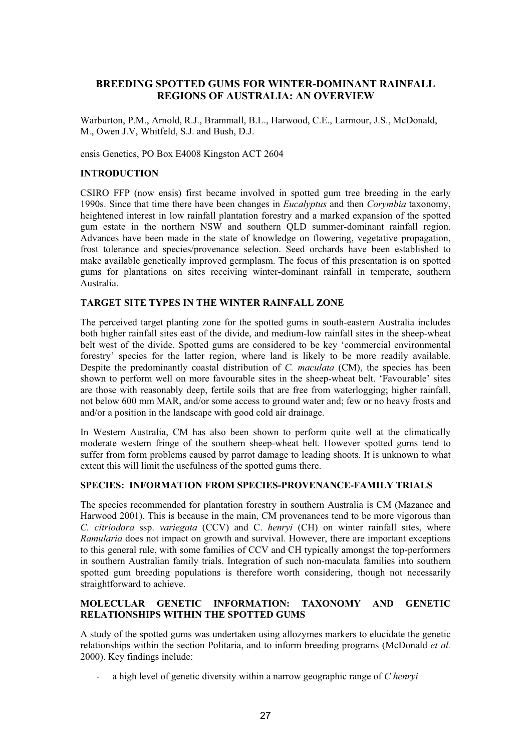# BREEDING SPOTTED GUMS FOR WINTER-DOMINANT RAINFALL REGIONS OF AUSTRALIA: AN OVERVIEW

Warburton, P.M., Arnold, R.J., Brammall, B.L., Harwood, C.E., Larmour, J.S., McDonald, M., Owen J.V, Whitfeld, S.J. and Bush, D.J.

ensis Genetics, PO Box E4008 Kingston ACT 2604

## INTRODUCTION

CSIRO FFP (now ensis) first became involved in spotted gum tree breeding in the early 1990s. Since that time there have been changes in *Eucalyptus* and then *Corymbia* taxonomy, heightened interest in low rainfall plantation forestry and a marked expansion of the spotted gum estate in the northern NSW and southern QLD summer-dominant rainfall region. Advances have been made in the state of knowledge on flowering, vegetative propagation, frost tolerance and species/provenance selection. Seed orchards have been established to make available genetically improved germplasm. The focus of this presentation is on spotted gums for plantations on sites receiving winter-dominant rainfall in temperate, southern Australia.

## TARGET SITE TYPES IN THE WINTER RAINFALL ZONE

The perceived target planting zone for the spotted gums in south-eastern Australia includes both higher rainfall sites east of the divide, and medium-low rainfall sites in the sheep-wheat belt west of the divide. Spotted gums are considered to be key 'commercial environmental forestry' species for the latter region, where land is likely to be more readily available. Despite the predominantly coastal distribution of *C. maculata* (CM), the species has been shown to perform well on more favourable sites in the sheep-wheat belt. 'Favourable' sites are those with reasonably deep, fertile soils that are free from waterlogging; higher rainfall, not below 600 mm MAR, and/or some access to ground water and; few or no heavy frosts and and/or a position in the landscape with good cold air drainage.

In Western Australia, CM has also been shown to perform quite well at the climatically moderate western fringe of the southern sheep-wheat belt. However spotted gums tend to suffer from form problems caused by parrot damage to leading shoots. It is unknown to what extent this will limit the usefulness of the spotted gums there.

## SPECIES: INFORMATION FROM SPECIES-PROVENANCE-FAMILY TRIALS

The species recommended for plantation forestry in southern Australia is CM (Mazanec and Harwood 2001). This is because in the main, CM provenances tend to be more vigorous than *C. citriodora* ssp. *variegata* (CCV) and C. *henryi* (CH) on winter rainfall sites, where *Ramularia* does not impact on growth and survival. However, there are important exceptions to this general rule, with some families of CCV and CH typically amongst the top-performers in southern Australian family trials. Integration of such non-maculata families into southern spotted gum breeding populations is therefore worth considering, though not necessarily straightforward to achieve.

## MOLECULAR GENETIC INFORMATION: TAXONOMY AND GENETIC RELATIONSHIPS WITHIN THE SPOTTED GUMS

A study of the spotted gums was undertaken using allozymes markers to elucidate the genetic relationships within the section Politaria, and to inform breeding programs (McDonald *et al.* 2000). Key findings include:

- a high level of genetic diversity within a narrow geographic range of *C henryi*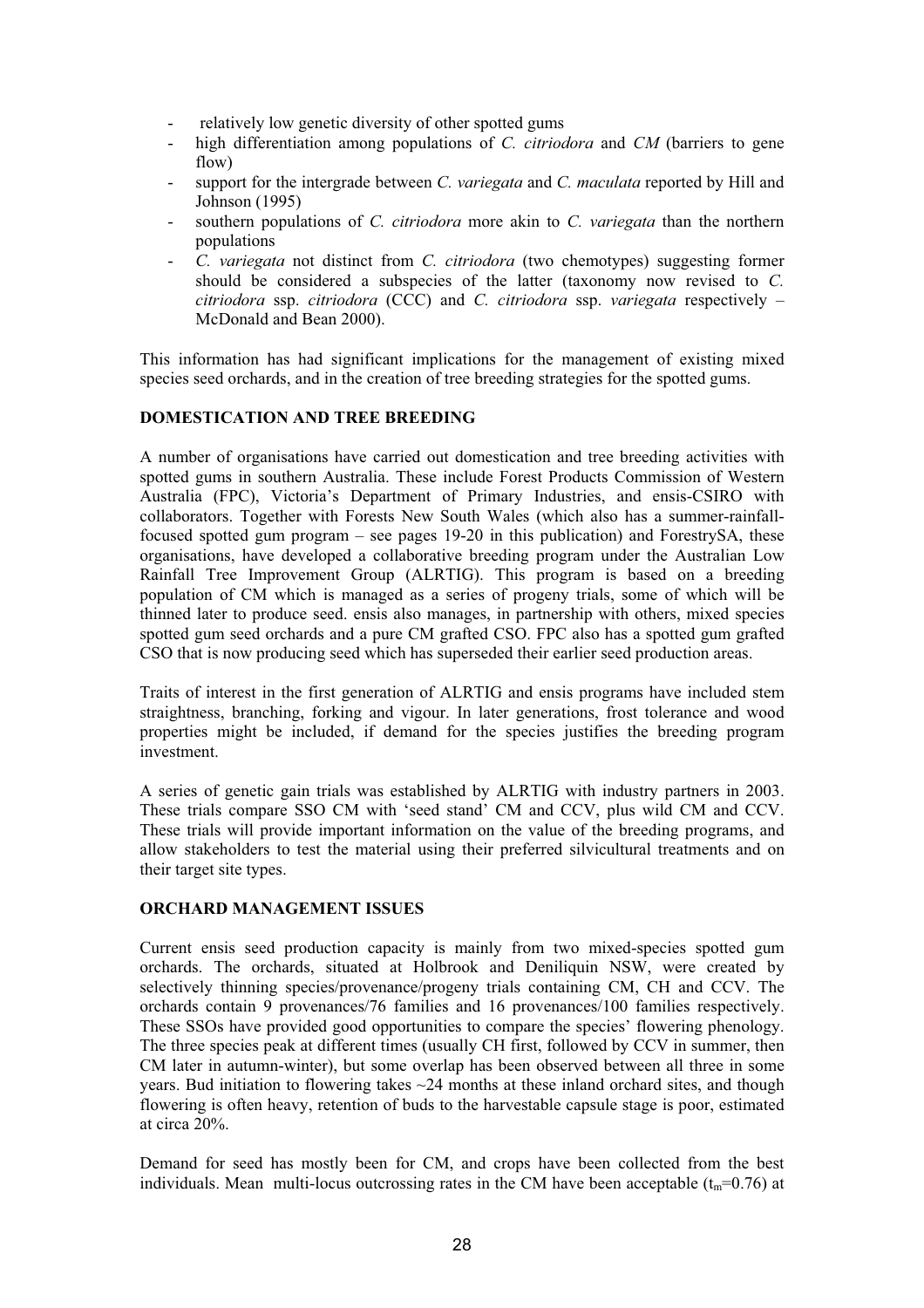- relatively low genetic diversity of other spotted gums
- high differentiation among populations of *C. citriodora* and *CM* (barriers to gene flow)
- support for the intergrade between *C. variegata* and *C. maculata* reported by Hill and Johnson (1995)
- southern populations of *C. citriodora* more akin to *C. variegata* than the northern populations
- *C. variegata* not distinct from *C. citriodora* (two chemotypes) suggesting former should be considered a subspecies of the latter (taxonomy now revised to *C. citriodora* ssp. *citriodora* (CCC) and *C. citriodora* ssp. *variegata* respectively – McDonald and Bean 2000).

This information has had significant implications for the management of existing mixed species seed orchards, and in the creation of tree breeding strategies for the spotted gums.

## DOMESTICATION AND TREE BREEDING

A number of organisations have carried out domestication and tree breeding activities with spotted gums in southern Australia. These include Forest Products Commission of Western Australia (FPC), Victoria's Department of Primary Industries, and ensis-CSIRO with collaborators. Together with Forests New South Wales (which also has a summer-rainfall-focused spotted gum program – see pages 19-20 in this publication) and ForestrySA, these organisations, have developed a collaborative breeding program under the Australian Low Rainfall Tree Improvement Group (ALRTIG). This program is based on a breeding population of CM which is managed as a series of progeny trials, some of which will be thinned later to produce seed. ensis also manages, in partnership with others, mixed species spotted gum seed orchards and a pure CM grafted CSO. FPC also has a spotted gum grafted CSO that is now producing seed which has superseded their earlier seed production areas.

Traits of interest in the first generation of ALRTIG and ensis programs have included stem straightness, branching, forking and vigour. In later generations, frost tolerance and wood properties might be included, if demand for the species justifies the breeding program investment.

A series of genetic gain trials was established by ALRTIG with industry partners in 2003. These trials compare SSO CM with 'seed stand' CM and CCV, plus wild CM and CCV. These trials will provide important information on the value of the breeding programs, and allow stakeholders to test the material using their preferred silvicultural treatments and on their target site types.

## ORCHARD MANAGEMENT ISSUES

Current ensis seed production capacity is mainly from two mixed-species spotted gum orchards. The orchards, situated at Holbrook and Deniliquin NSW, were created by selectively thinning species/provenance/progeny trials containing CM, CH and CCV. The orchards contain 9 provenances/76 families and 16 provenances/100 families respectively. These SSOs have provided good opportunities to compare the species' flowering phenology. The three species peak at different times (usually CH first, followed by CCV in summer, then CM later in autumn-winter), but some overlap has been observed between all three in some years. Bud initiation to flowering takes ~24 months at these inland orchard sites, and though flowering is often heavy, retention of buds to the harvestable capsule stage is poor, estimated at circa 20%.

Demand for seed has mostly been for CM, and crops have been collected from the best individuals. Mean multi-locus outcrossing rates in the CM have been acceptable ($t_m$=0.76) at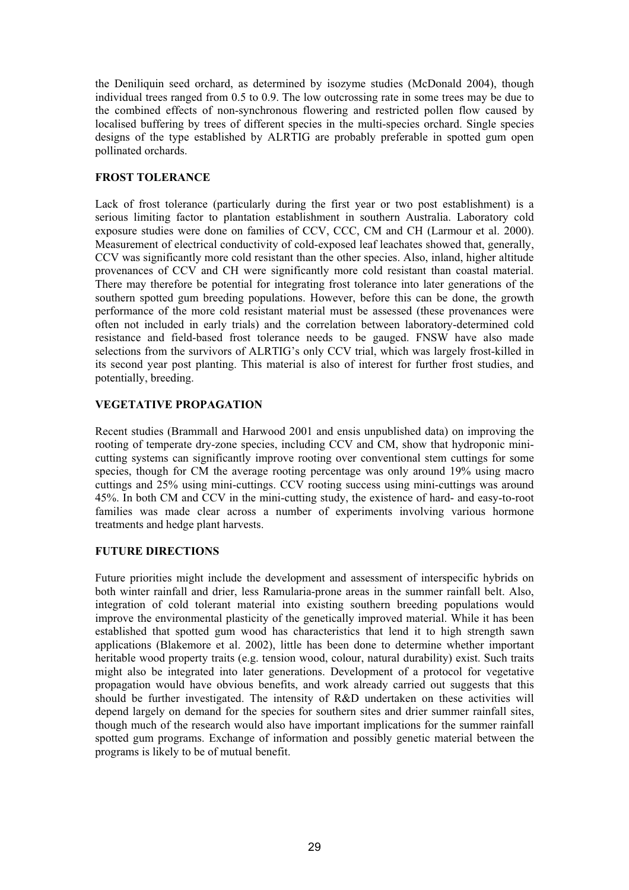the Deniliquin seed orchard, as determined by isozyme studies (McDonald 2004), though individual trees ranged from 0.5 to 0.9. The low outcrossing rate in some trees may be due to the combined effects of non-synchronous flowering and restricted pollen flow caused by localised buffering by trees of different species in the multi-species orchard. Single species designs of the type established by ALRTIG are probably preferable in spotted gum open pollinated orchards.

## FROST TOLERANCE

Lack of frost tolerance (particularly during the first year or two post establishment) is a serious limiting factor to plantation establishment in southern Australia. Laboratory cold exposure studies were done on families of CCV, CCC, CM and CH (Larmour et al. 2000). Measurement of electrical conductivity of cold-exposed leaf leachates showed that, generally, CCV was significantly more cold resistant than the other species. Also, inland, higher altitude provenances of CCV and CH were significantly more cold resistant than coastal material. There may therefore be potential for integrating frost tolerance into later generations of the southern spotted gum breeding populations. However, before this can be done, the growth performance of the more cold resistant material must be assessed (these provenances were often not included in early trials) and the correlation between laboratory-determined cold resistance and field-based frost tolerance needs to be gauged. FNSW have also made selections from the survivors of ALRTIG's only CCV trial, which was largely frost-killed in its second year post planting. This material is also of interest for further frost studies, and potentially, breeding.

## VEGETATIVE PROPAGATION

Recent studies (Brammall and Harwood 2001 and ensis unpublished data) on improving the rooting of temperate dry-zone species, including CCV and CM, show that hydroponic mini-cutting systems can significantly improve rooting over conventional stem cuttings for some species, though for CM the average rooting percentage was only around 19% using macro cuttings and 25% using mini-cuttings. CCV rooting success using mini-cuttings was around 45%. In both CM and CCV in the mini-cutting study, the existence of hard- and easy-to-root families was made clear across a number of experiments involving various hormone treatments and hedge plant harvests.

## FUTURE DIRECTIONS

Future priorities might include the development and assessment of interspecific hybrids on both winter rainfall and drier, less Ramularia-prone areas in the summer rainfall belt. Also, integration of cold tolerant material into existing southern breeding populations would improve the environmental plasticity of the genetically improved material. While it has been established that spotted gum wood has characteristics that lend it to high strength sawn applications (Blakemore et al. 2002), little has been done to determine whether important heritable wood property traits (e.g. tension wood, colour, natural durability) exist. Such traits might also be integrated into later generations. Development of a protocol for vegetative propagation would have obvious benefits, and work already carried out suggests that this should be further investigated. The intensity of R&D undertaken on these activities will depend largely on demand for the species for southern sites and drier summer rainfall sites, though much of the research would also have important implications for the summer rainfall spotted gum programs. Exchange of information and possibly genetic material between the programs is likely to be of mutual benefit.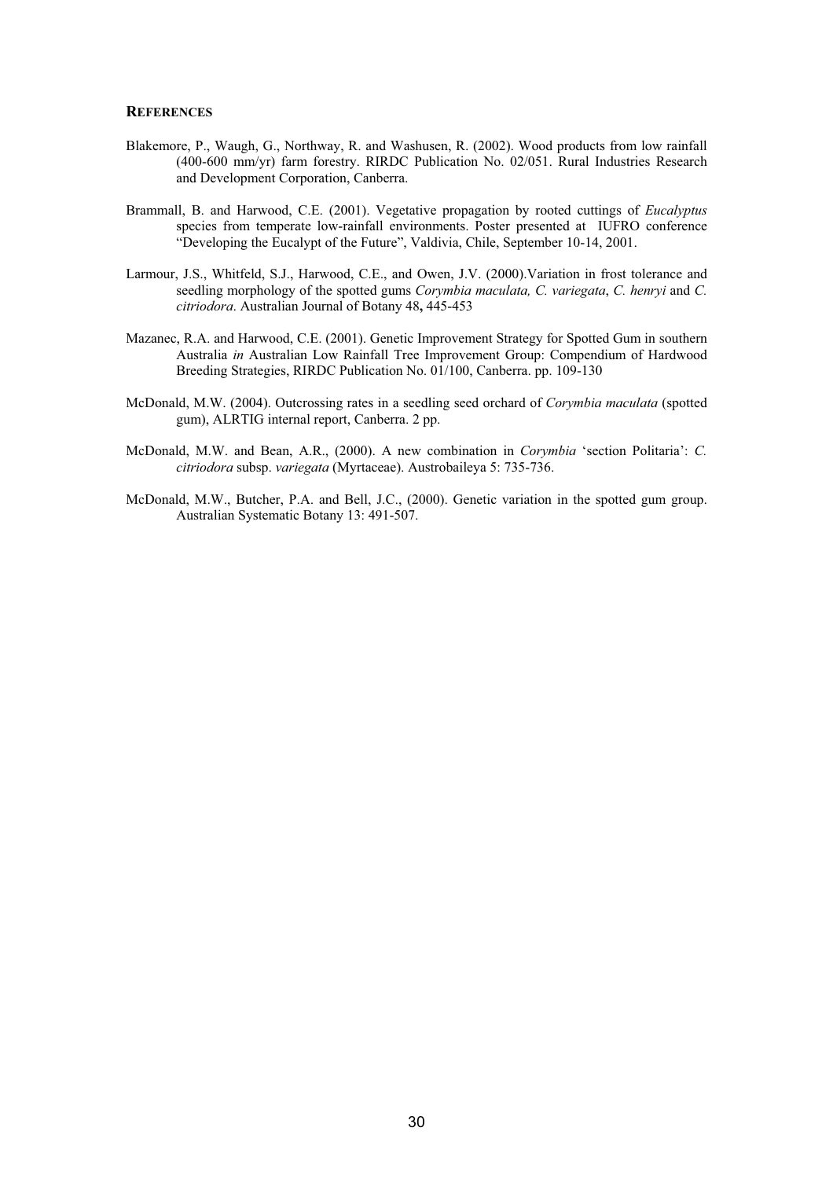## REFERENCES

Blakemore, P., Waugh, G., Northway, R. and Washusen, R. (2002). Wood products from low rainfall (400-600 mm/yr) farm forestry. RIRDC Publication No. 02/051. Rural Industries Research and Development Corporation, Canberra.

Brammall, B. and Harwood, C.E. (2001). Vegetative propagation by rooted cuttings of *Eucalyptus* species from temperate low-rainfall environments. Poster presented at IUFRO conference "Developing the Eucalypt of the Future", Valdivia, Chile, September 10-14, 2001.

Larmour, J.S., Whitfeld, S.J., Harwood, C.E., and Owen, J.V. (2000).Variation in frost tolerance and seedling morphology of the spotted gums *Corymbia maculata, C. variegata*, *C. henryi* and *C. citriodora*. Australian Journal of Botany 48**,** 445-453

Mazanec, R.A. and Harwood, C.E. (2001). Genetic Improvement Strategy for Spotted Gum in southern Australia *in* Australian Low Rainfall Tree Improvement Group: Compendium of Hardwood Breeding Strategies, RIRDC Publication No. 01/100, Canberra. pp. 109-130

McDonald, M.W. (2004). Outcrossing rates in a seedling seed orchard of *Corymbia maculata* (spotted gum), ALRTIG internal report, Canberra. 2 pp.

McDonald, M.W. and Bean, A.R., (2000). A new combination in *Corymbia* 'section Politaria': *C. citriodora* subsp. *variegata* (Myrtaceae). Austrobaileya 5: 735-736.

McDonald, M.W., Butcher, P.A. and Bell, J.C., (2000). Genetic variation in the spotted gum group. Australian Systematic Botany 13: 491-507.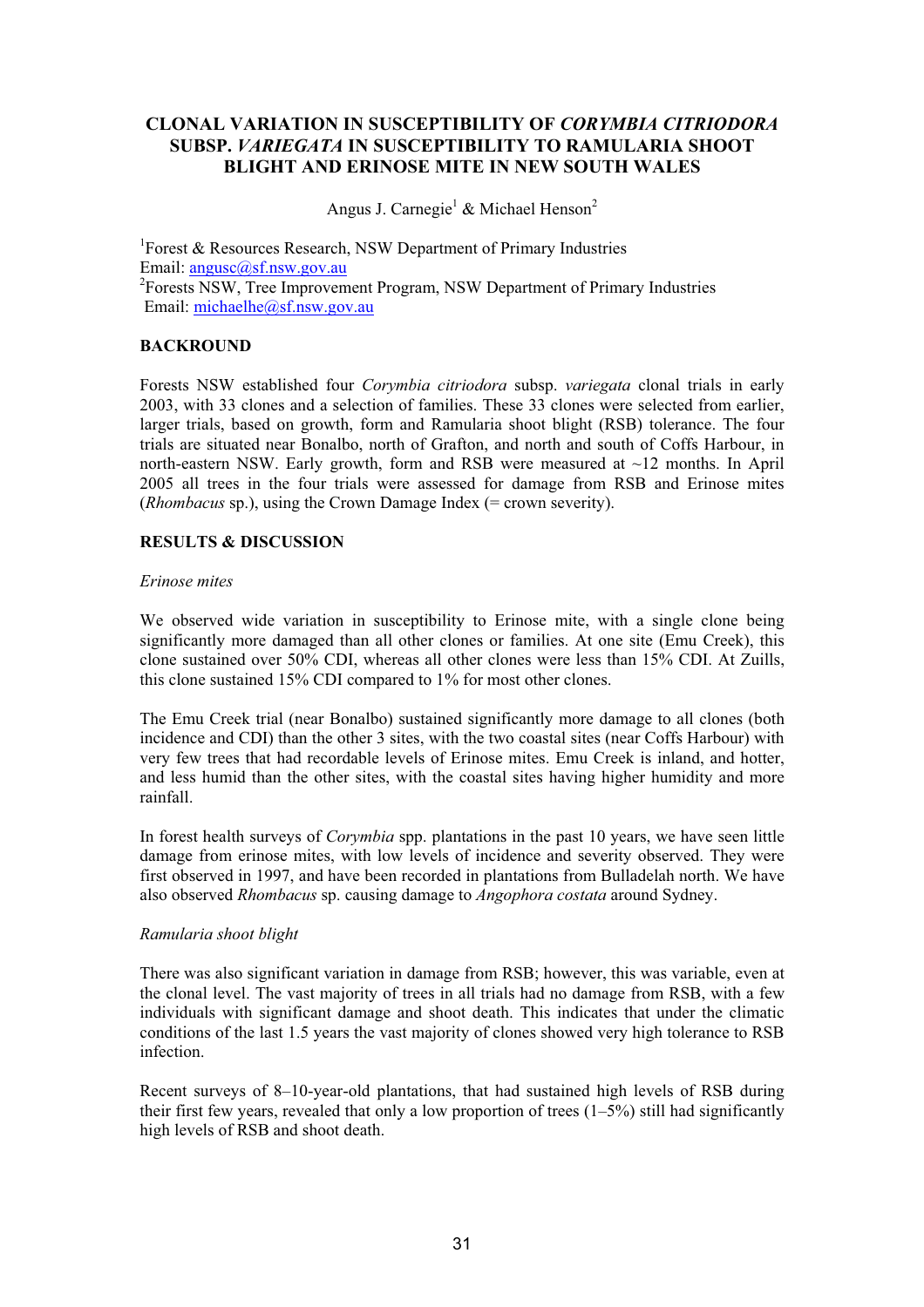# CLONAL VARIATION IN SUSCEPTIBILITY OF *CORYMBIA CITRIODORA* SUBSP. *VARIEGATA* IN SUSCEPTIBILITY TO RAMULARIA SHOOT BLIGHT AND ERINOSE MITE IN NEW SOUTH WALES

Angus J. Carnegie[1] & Michael Henson[2]

[1]Forest & Resources Research, NSW Department of Primary Industries
Email: angusc@sf.nsw.gov.au
[2]Forests NSW, Tree Improvement Program, NSW Department of Primary Industries
Email: michaelhe@sf.nsw.gov.au

## BACKROUND

Forests NSW established four *Corymbia citriodora* subsp. *variegata* clonal trials in early 2003, with 33 clones and a selection of families. These 33 clones were selected from earlier, larger trials, based on growth, form and Ramularia shoot blight (RSB) tolerance. The four trials are situated near Bonalbo, north of Grafton, and north and south of Coffs Harbour, in north-eastern NSW. Early growth, form and RSB were measured at ~12 months. In April 2005 all trees in the four trials were assessed for damage from RSB and Erinose mites (*Rhombacus* sp.), using the Crown Damage Index (= crown severity).

## RESULTS & DISCUSSION

### *Erinose mites*

We observed wide variation in susceptibility to Erinose mite, with a single clone being significantly more damaged than all other clones or families. At one site (Emu Creek), this clone sustained over 50% CDI, whereas all other clones were less than 15% CDI. At Zuills, this clone sustained 15% CDI compared to 1% for most other clones.

The Emu Creek trial (near Bonalbo) sustained significantly more damage to all clones (both incidence and CDI) than the other 3 sites, with the two coastal sites (near Coffs Harbour) with very few trees that had recordable levels of Erinose mites. Emu Creek is inland, and hotter, and less humid than the other sites, with the coastal sites having higher humidity and more rainfall.

In forest health surveys of *Corymbia* spp. plantations in the past 10 years, we have seen little damage from erinose mites, with low levels of incidence and severity observed. They were first observed in 1997, and have been recorded in plantations from Bulladelah north. We have also observed *Rhombacus* sp. causing damage to *Angophora costata* around Sydney.

### *Ramularia shoot blight*

There was also significant variation in damage from RSB; however, this was variable, even at the clonal level. The vast majority of trees in all trials had no damage from RSB, with a few individuals with significant damage and shoot death. This indicates that under the climatic conditions of the last 1.5 years the vast majority of clones showed very high tolerance to RSB infection.

Recent surveys of 8–10-year-old plantations, that had sustained high levels of RSB during their first few years, revealed that only a low proportion of trees (1–5%) still had significantly high levels of RSB and shoot death.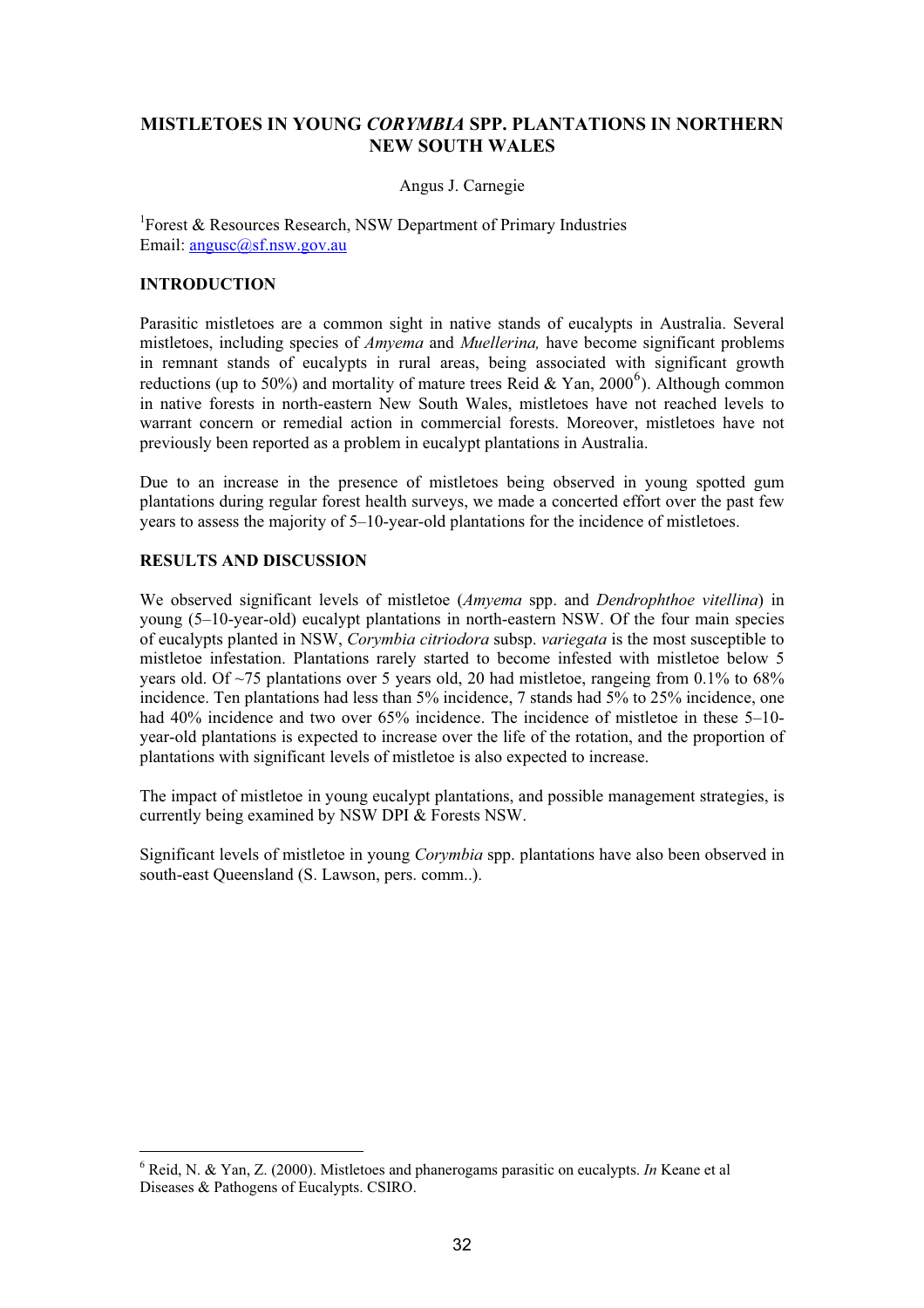# MISTLETOES IN YOUNG *CORYMBIA* SPP. PLANTATIONS IN NORTHERN NEW SOUTH WALES

Angus J. Carnegie

[1]Forest & Resources Research, NSW Department of Primary Industries
Email: angusc@sf.nsw.gov.au

## INTRODUCTION

Parasitic mistletoes are a common sight in native stands of eucalypts in Australia. Several mistletoes, including species of *Amyema* and *Muellerina,* have become significant problems in remnant stands of eucalypts in rural areas, being associated with significant growth reductions (up to 50%) and mortality of mature trees Reid & Yan, 2000[6]). Although common in native forests in north-eastern New South Wales, mistletoes have not reached levels to warrant concern or remedial action in commercial forests. Moreover, mistletoes have not previously been reported as a problem in eucalypt plantations in Australia.

Due to an increase in the presence of mistletoes being observed in young spotted gum plantations during regular forest health surveys, we made a concerted effort over the past few years to assess the majority of 5–10-year-old plantations for the incidence of mistletoes.

## RESULTS AND DISCUSSION

We observed significant levels of mistletoe (*Amyema* spp. and *Dendrophthoe vitellina*) in young (5–10-year-old) eucalypt plantations in north-eastern NSW. Of the four main species of eucalypts planted in NSW, *Corymbia citriodora* subsp. *variegata* is the most susceptible to mistletoe infestation. Plantations rarely started to become infested with mistletoe below 5 years old. Of ~75 plantations over 5 years old, 20 had mistletoe, rangeing from 0.1% to 68% incidence. Ten plantations had less than 5% incidence, 7 stands had 5% to 25% incidence, one had 40% incidence and two over 65% incidence. The incidence of mistletoe in these 5–10-year-old plantations is expected to increase over the life of the rotation, and the proportion of plantations with significant levels of mistletoe is also expected to increase.

The impact of mistletoe in young eucalypt plantations, and possible management strategies, is currently being examined by NSW DPI & Forests NSW.

Significant levels of mistletoe in young *Corymbia* spp. plantations have also been observed in south-east Queensland (S. Lawson, pers. comm..).

---

[6] Reid, N. & Yan, Z. (2000). Mistletoes and phanerogams parasitic on eucalypts. *In* Keane et al Diseases & Pathogens of Eucalypts. CSIRO.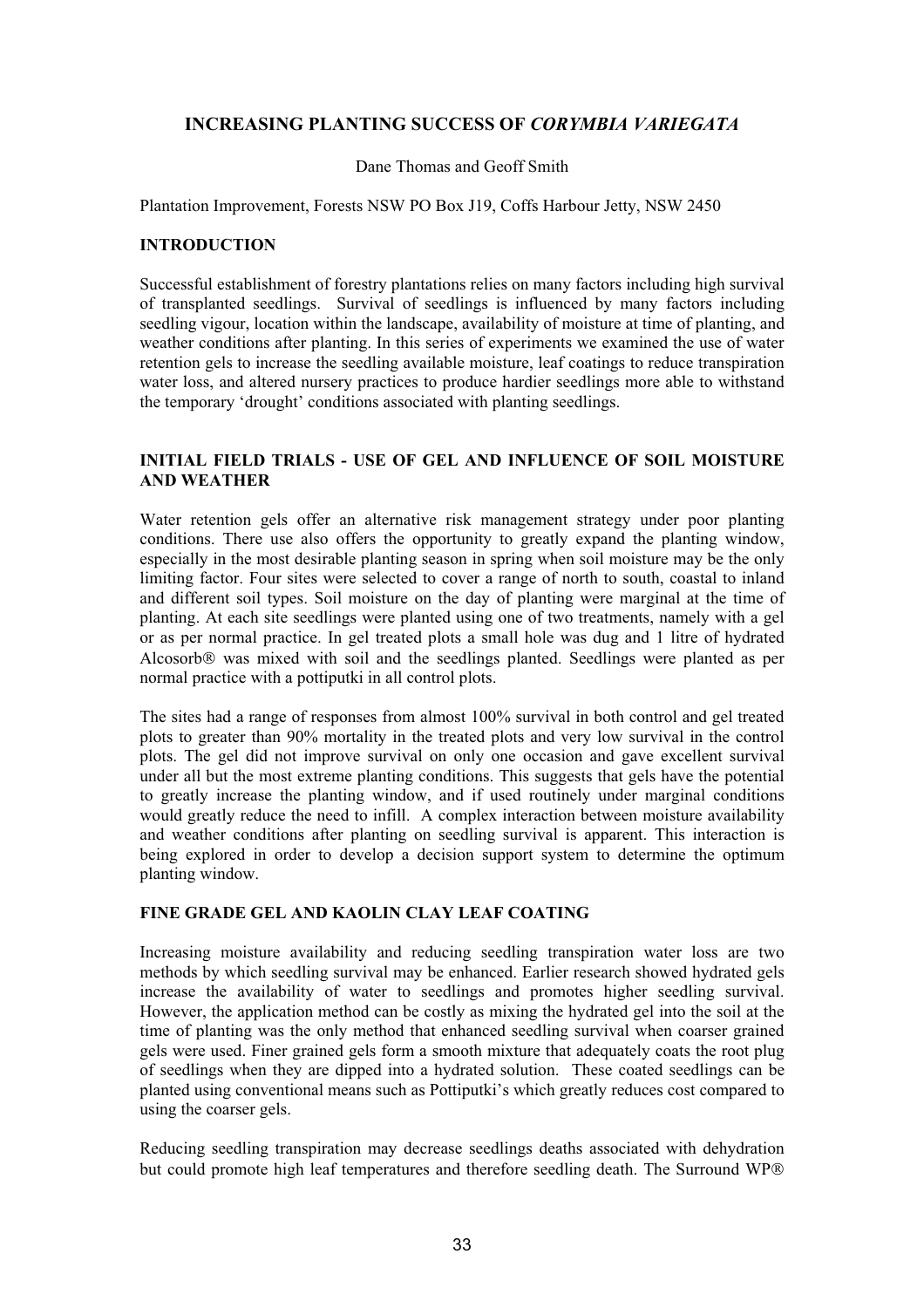## INCREASING PLANTING SUCCESS OF *CORYMBIA VARIEGATA*

Dane Thomas and Geoff Smith

Plantation Improvement, Forests NSW PO Box J19, Coffs Harbour Jetty, NSW 2450

### INTRODUCTION

Successful establishment of forestry plantations relies on many factors including high survival of transplanted seedlings. Survival of seedlings is influenced by many factors including seedling vigour, location within the landscape, availability of moisture at time of planting, and weather conditions after planting. In this series of experiments we examined the use of water retention gels to increase the seedling available moisture, leaf coatings to reduce transpiration water loss, and altered nursery practices to produce hardier seedlings more able to withstand the temporary 'drought' conditions associated with planting seedlings.

### INITIAL FIELD TRIALS - USE OF GEL AND INFLUENCE OF SOIL MOISTURE AND WEATHER

Water retention gels offer an alternative risk management strategy under poor planting conditions. There use also offers the opportunity to greatly expand the planting window, especially in the most desirable planting season in spring when soil moisture may be the only limiting factor. Four sites were selected to cover a range of north to south, coastal to inland and different soil types. Soil moisture on the day of planting were marginal at the time of planting. At each site seedlings were planted using one of two treatments, namely with a gel or as per normal practice. In gel treated plots a small hole was dug and 1 litre of hydrated Alcosorb® was mixed with soil and the seedlings planted. Seedlings were planted as per normal practice with a pottiputki in all control plots.

The sites had a range of responses from almost 100% survival in both control and gel treated plots to greater than 90% mortality in the treated plots and very low survival in the control plots. The gel did not improve survival on only one occasion and gave excellent survival under all but the most extreme planting conditions. This suggests that gels have the potential to greatly increase the planting window, and if used routinely under marginal conditions would greatly reduce the need to infill. A complex interaction between moisture availability and weather conditions after planting on seedling survival is apparent. This interaction is being explored in order to develop a decision support system to determine the optimum planting window.

### FINE GRADE GEL AND KAOLIN CLAY LEAF COATING

Increasing moisture availability and reducing seedling transpiration water loss are two methods by which seedling survival may be enhanced. Earlier research showed hydrated gels increase the availability of water to seedlings and promotes higher seedling survival. However, the application method can be costly as mixing the hydrated gel into the soil at the time of planting was the only method that enhanced seedling survival when coarser grained gels were used. Finer grained gels form a smooth mixture that adequately coats the root plug of seedlings when they are dipped into a hydrated solution. These coated seedlings can be planted using conventional means such as Pottiputki's which greatly reduces cost compared to using the coarser gels.

Reducing seedling transpiration may decrease seedlings deaths associated with dehydration but could promote high leaf temperatures and therefore seedling death. The Surround WP®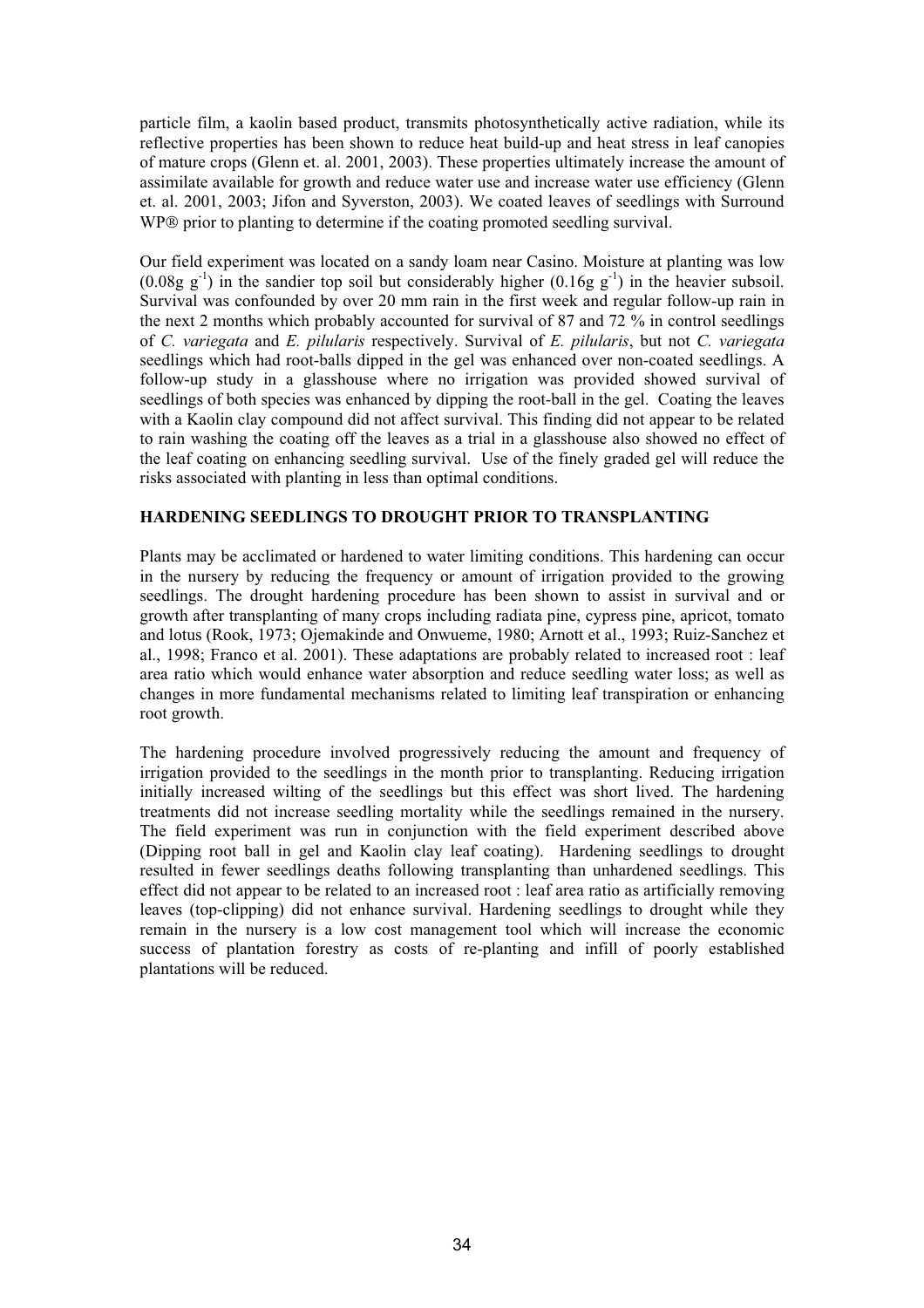particle film, a kaolin based product, transmits photosynthetically active radiation, while its reflective properties has been shown to reduce heat build-up and heat stress in leaf canopies of mature crops (Glenn et. al. 2001, 2003). These properties ultimately increase the amount of assimilate available for growth and reduce water use and increase water use efficiency (Glenn et. al. 2001, 2003; Jifon and Syverston, 2003). We coated leaves of seedlings with Surround WP® prior to planting to determine if the coating promoted seedling survival.

Our field experiment was located on a sandy loam near Casino. Moisture at planting was low ($0.08g\ g^{-1}$) in the sandier top soil but considerably higher ($0.16g\ g^{-1}$) in the heavier subsoil. Survival was confounded by over 20 mm rain in the first week and regular follow-up rain in the next 2 months which probably accounted for survival of 87 and 72 % in control seedlings of *C. variegata* and *E. pilularis* respectively. Survival of *E. pilularis*, but not *C. variegata* seedlings which had root-balls dipped in the gel was enhanced over non-coated seedlings. A follow-up study in a glasshouse where no irrigation was provided showed survival of seedlings of both species was enhanced by dipping the root-ball in the gel. Coating the leaves with a Kaolin clay compound did not affect survival. This finding did not appear to be related to rain washing the coating off the leaves as a trial in a glasshouse also showed no effect of the leaf coating on enhancing seedling survival. Use of the finely graded gel will reduce the risks associated with planting in less than optimal conditions.

**HARDENING SEEDLINGS TO DROUGHT PRIOR TO TRANSPLANTING**

Plants may be acclimated or hardened to water limiting conditions. This hardening can occur in the nursery by reducing the frequency or amount of irrigation provided to the growing seedlings. The drought hardening procedure has been shown to assist in survival and or growth after transplanting of many crops including radiata pine, cypress pine, apricot, tomato and lotus (Rook, 1973; Ojemakinde and Onwueme, 1980; Arnott et al., 1993; Ruiz-Sanchez et al., 1998; Franco et al. 2001). These adaptations are probably related to increased root : leaf area ratio which would enhance water absorption and reduce seedling water loss; as well as changes in more fundamental mechanisms related to limiting leaf transpiration or enhancing root growth.

The hardening procedure involved progressively reducing the amount and frequency of irrigation provided to the seedlings in the month prior to transplanting. Reducing irrigation initially increased wilting of the seedlings but this effect was short lived. The hardening treatments did not increase seedling mortality while the seedlings remained in the nursery. The field experiment was run in conjunction with the field experiment described above (Dipping root ball in gel and Kaolin clay leaf coating). Hardening seedlings to drought resulted in fewer seedlings deaths following transplanting than unhardened seedlings. This effect did not appear to be related to an increased root : leaf area ratio as artificially removing leaves (top-clipping) did not enhance survival. Hardening seedlings to drought while they remain in the nursery is a low cost management tool which will increase the economic success of plantation forestry as costs of re-planting and infill of poorly established plantations will be reduced.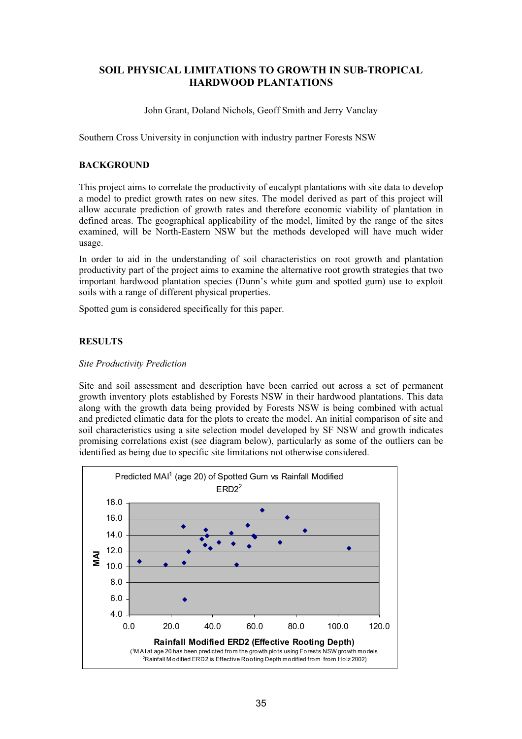# SOIL PHYSICAL LIMITATIONS TO GROWTH IN SUB-TROPICAL HARDWOOD PLANTATIONS

John Grant, Doland Nichols, Geoff Smith and Jerry Vanclay

Southern Cross University in conjunction with industry partner Forests NSW

## BACKGROUND

This project aims to correlate the productivity of eucalypt plantations with site data to develop a model to predict growth rates on new sites. The model derived as part of this project will allow accurate prediction of growth rates and therefore economic viability of plantation in defined areas. The geographical applicability of the model, limited by the range of the sites examined, will be North-Eastern NSW but the methods developed will have much wider usage.

In order to aid in the understanding of soil characteristics on root growth and plantation productivity part of the project aims to examine the alternative root growth strategies that two important hardwood plantation species (Dunn's white gum and spotted gum) use to exploit soils with a range of different physical properties.

Spotted gum is considered specifically for this paper.

## RESULTS

*Site Productivity Prediction*

Site and soil assessment and description have been carried out across a set of permanent growth inventory plots established by Forests NSW in their hardwood plantations. This data along with the growth data being provided by Forests NSW is being combined with actual and predicted climatic data for the plots to create the model. An initial comparison of site and soil characteristics using a site selection model developed by SF NSW and growth indicates promising correlations exist (see diagram below), particularly as some of the outliers can be identified as being due to specific site limitations not otherwise considered.

Predicted MAI[1] (age 20) of Spotted Gum vs Rainfall Modified ERD2[2]

(Scatter plot: y-axis MAI, 4.0–18.0; x-axis Rainfall Modified ERD2 (Effective Rooting Depth), 0.0–120.0)

([1]MAI at age 20 has been predicted from the growth plots using Forests NSW growth models
[2]Rainfall Modified ERD2 is Effective Rooting Depth modified from from Holz 2002)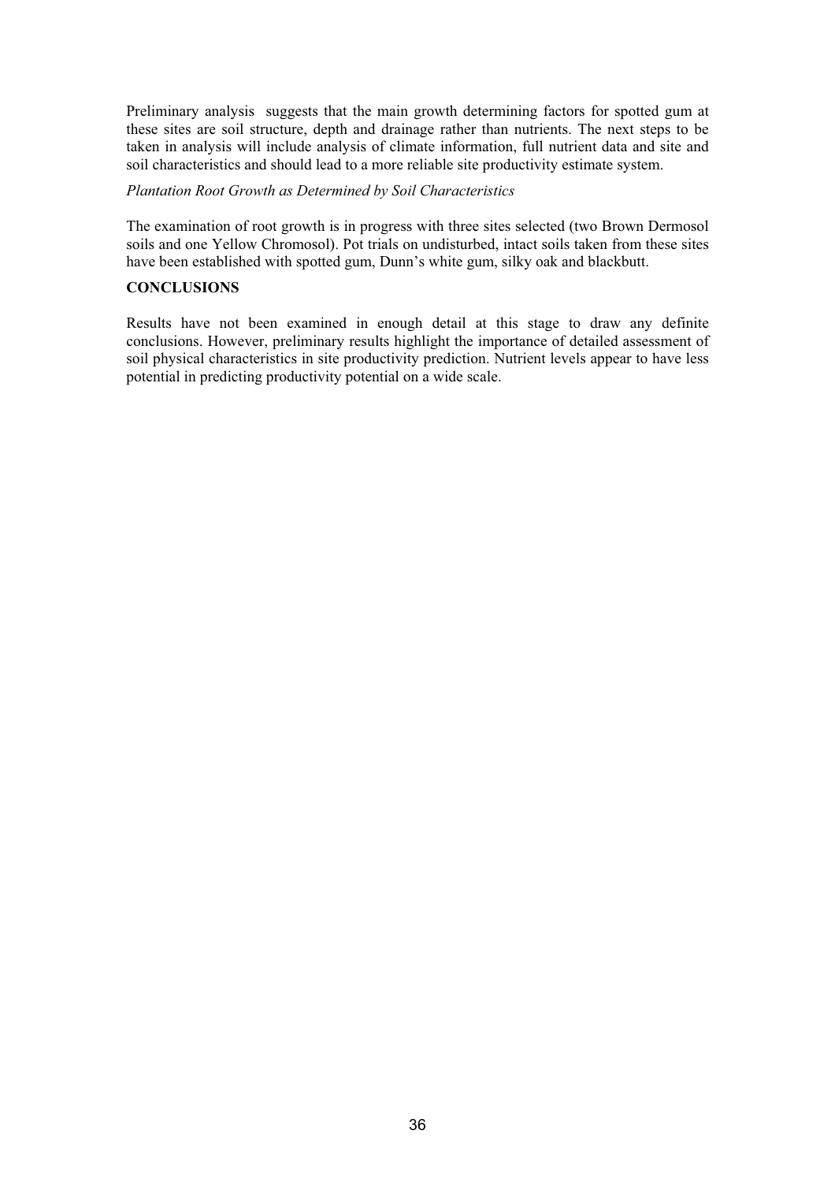Preliminary analysis suggests that the main growth determining factors for spotted gum at these sites are soil structure, depth and drainage rather than nutrients. The next steps to be taken in analysis will include analysis of climate information, full nutrient data and site and soil characteristics and should lead to a more reliable site productivity estimate system.

*Plantation Root Growth as Determined by Soil Characteristics*

The examination of root growth is in progress with three sites selected (two Brown Dermosol soils and one Yellow Chromosol). Pot trials on undisturbed, intact soils taken from these sites have been established with spotted gum, Dunn's white gum, silky oak and blackbutt.

**CONCLUSIONS**

Results have not been examined in enough detail at this stage to draw any definite conclusions. However, preliminary results highlight the importance of detailed assessment of soil physical characteristics in site productivity prediction. Nutrient levels appear to have less potential in predicting productivity potential on a wide scale.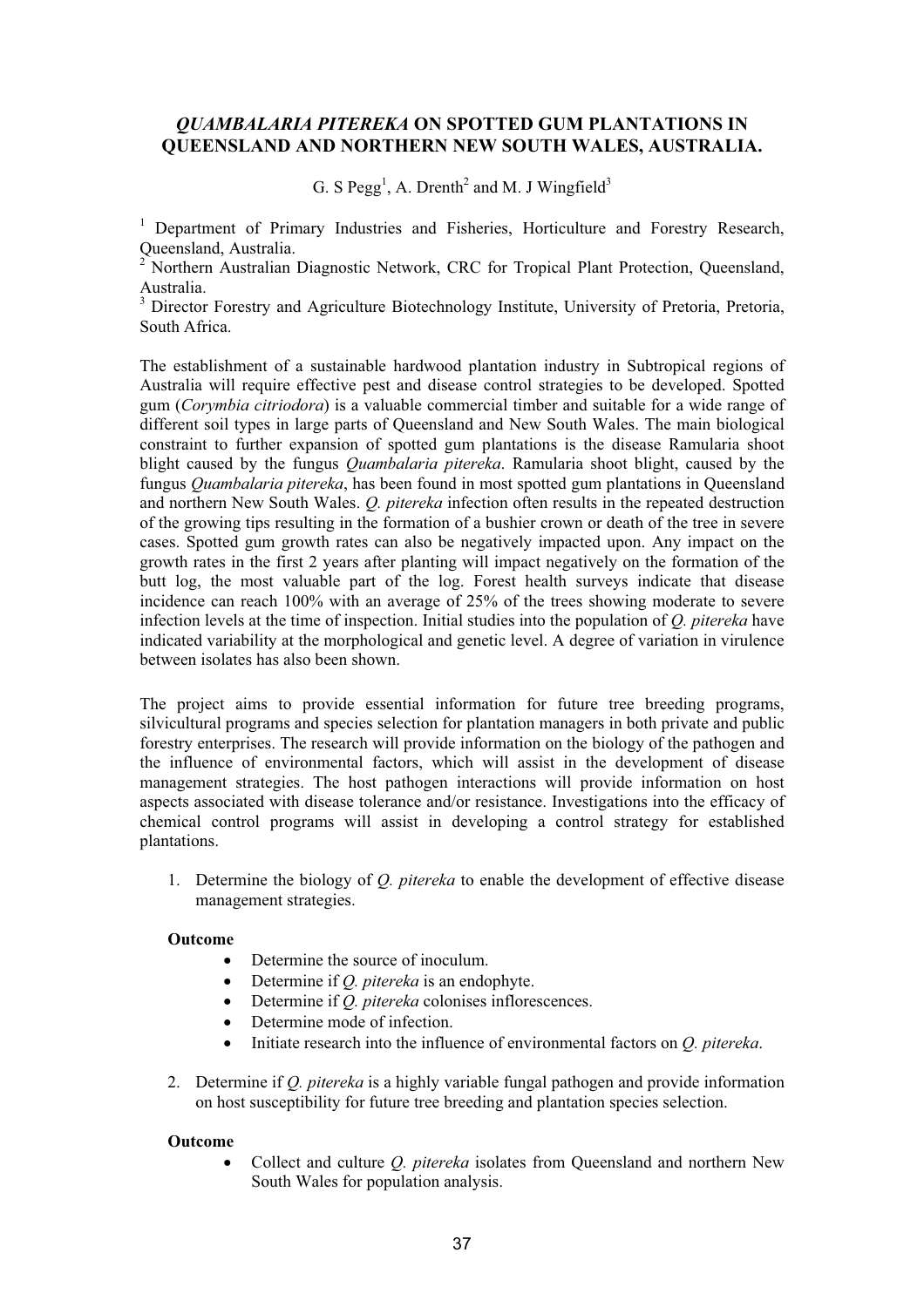# *QUAMBALARIA PITEREKA* ON SPOTTED GUM PLANTATIONS IN QUEENSLAND AND NORTHERN NEW SOUTH WALES, AUSTRALIA.

G. S Pegg[1], A. Drenth[2] and M. J Wingfield[3]

[1] Department of Primary Industries and Fisheries, Horticulture and Forestry Research, Queensland, Australia.
[2] Northern Australian Diagnostic Network, CRC for Tropical Plant Protection, Queensland, Australia.
[3] Director Forestry and Agriculture Biotechnology Institute, University of Pretoria, Pretoria, South Africa.

The establishment of a sustainable hardwood plantation industry in Subtropical regions of Australia will require effective pest and disease control strategies to be developed. Spotted gum (*Corymbia citriodora*) is a valuable commercial timber and suitable for a wide range of different soil types in large parts of Queensland and New South Wales. The main biological constraint to further expansion of spotted gum plantations is the disease Ramularia shoot blight caused by the fungus *Quambalaria pitereka*. Ramularia shoot blight, caused by the fungus *Quambalaria pitereka*, has been found in most spotted gum plantations in Queensland and northern New South Wales. *Q. pitereka* infection often results in the repeated destruction of the growing tips resulting in the formation of a bushier crown or death of the tree in severe cases. Spotted gum growth rates can also be negatively impacted upon. Any impact on the growth rates in the first 2 years after planting will impact negatively on the formation of the butt log, the most valuable part of the log. Forest health surveys indicate that disease incidence can reach 100% with an average of 25% of the trees showing moderate to severe infection levels at the time of inspection. Initial studies into the population of *Q. pitereka* have indicated variability at the morphological and genetic level. A degree of variation in virulence between isolates has also been shown.

The project aims to provide essential information for future tree breeding programs, silvicultural programs and species selection for plantation managers in both private and public forestry enterprises. The research will provide information on the biology of the pathogen and the influence of environmental factors, which will assist in the development of disease management strategies. The host pathogen interactions will provide information on host aspects associated with disease tolerance and/or resistance. Investigations into the efficacy of chemical control programs will assist in developing a control strategy for established plantations.

1. Determine the biology of *Q. pitereka* to enable the development of effective disease management strategies.

**Outcome**

- Determine the source of inoculum.
- Determine if *Q. pitereka* is an endophyte.
- Determine if *Q. pitereka* colonises inflorescences.
- Determine mode of infection.
- Initiate research into the influence of environmental factors on *Q. pitereka*.

2. Determine if *Q. pitereka* is a highly variable fungal pathogen and provide information on host susceptibility for future tree breeding and plantation species selection.

**Outcome**

- Collect and culture *Q. pitereka* isolates from Queensland and northern New South Wales for population analysis.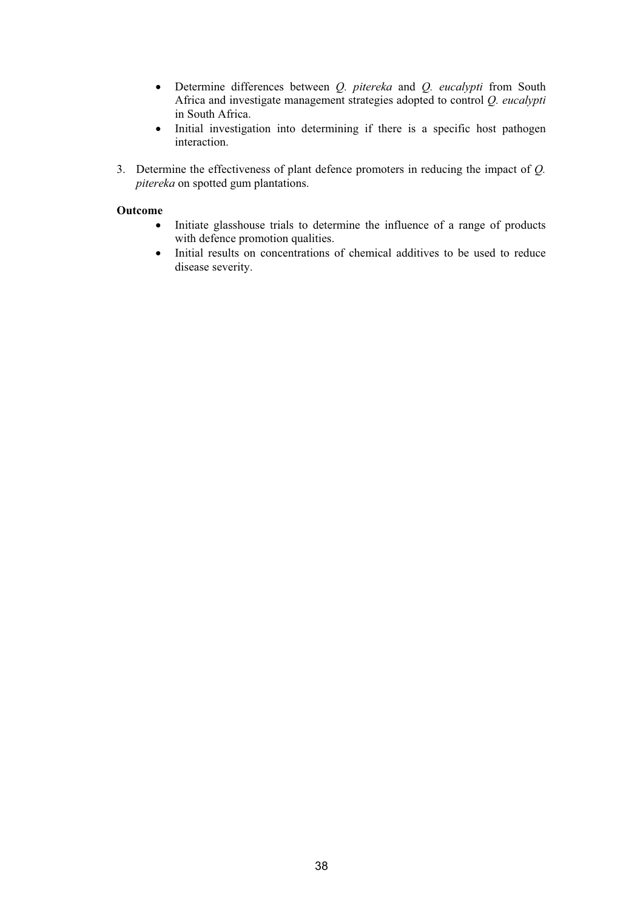- Determine differences between *Q. pitereka* and *Q. eucalypti* from South Africa and investigate management strategies adopted to control *Q. eucalypti* in South Africa.
- Initial investigation into determining if there is a specific host pathogen interaction.

3. Determine the effectiveness of plant defence promoters in reducing the impact of *Q. pitereka* on spotted gum plantations.

**Outcome**

- Initiate glasshouse trials to determine the influence of a range of products with defence promotion qualities.
- Initial results on concentrations of chemical additives to be used to reduce disease severity.